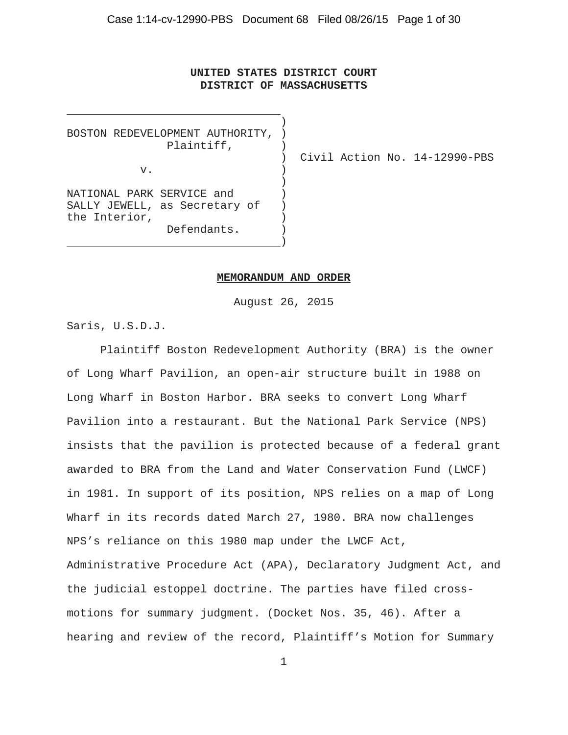**UNITED STATES DISTRICT COURT**
**DISTRICT OF MASSACHUSETTS**

| | |
|---|---|
| BOSTON REDEVELOPMENT AUTHORITY, Plaintiff, v. NATIONAL PARK SERVICE and SALLY JEWELL, as Secretary of the Interior, Defendants. | Civil Action No. 14-12990-PBS |

**MEMORANDUM AND ORDER**

August 26, 2015

Saris, U.S.D.J.

Plaintiff Boston Redevelopment Authority (BRA) is the owner of Long Wharf Pavilion, an open-air structure built in 1988 on Long Wharf in Boston Harbor. BRA seeks to convert Long Wharf Pavilion into a restaurant. But the National Park Service (NPS) insists that the pavilion is protected because of a federal grant awarded to BRA from the Land and Water Conservation Fund (LWCF) in 1981. In support of its position, NPS relies on a map of Long Wharf in its records dated March 27, 1980. BRA now challenges NPS's reliance on this 1980 map under the LWCF Act, Administrative Procedure Act (APA), Declaratory Judgment Act, and the judicial estoppel doctrine. The parties have filed cross-motions for summary judgment. (Docket Nos. 35, 46). After a hearing and review of the record, Plaintiff's Motion for Summary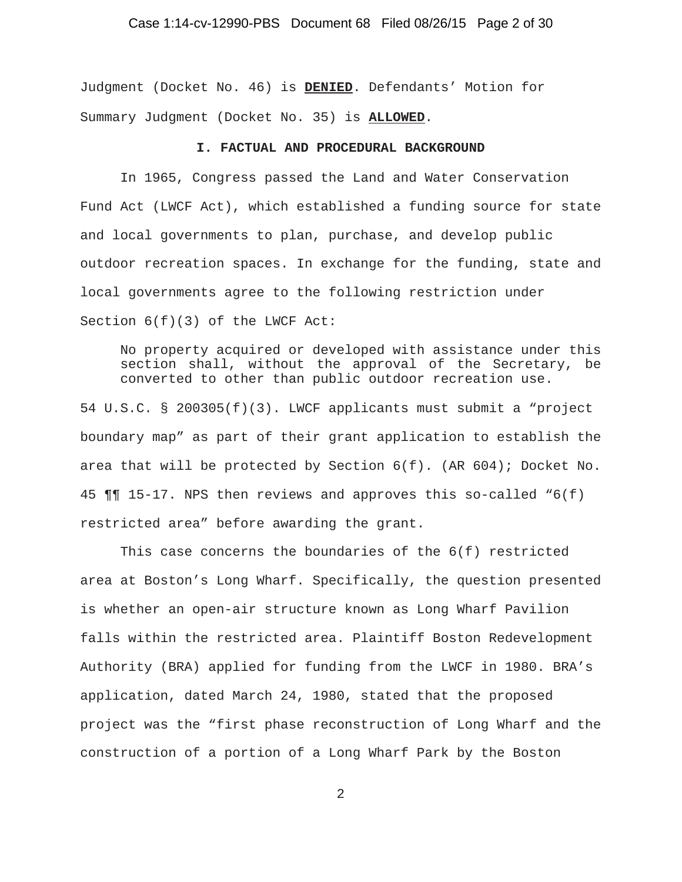Judgment (Docket No. 46) is **DENIED**. Defendants' Motion for Summary Judgment (Docket No. 35) is **ALLOWED**.

## I. FACTUAL AND PROCEDURAL BACKGROUND

In 1965, Congress passed the Land and Water Conservation Fund Act (LWCF Act), which established a funding source for state and local governments to plan, purchase, and develop public outdoor recreation spaces. In exchange for the funding, state and local governments agree to the following restriction under Section 6(f)(3) of the LWCF Act:

> No property acquired or developed with assistance under this section shall, without the approval of the Secretary, be converted to other than public outdoor recreation use.

54 U.S.C. § 200305(f)(3). LWCF applicants must submit a "project boundary map" as part of their grant application to establish the area that will be protected by Section 6(f). (AR 604); Docket No. 45 ¶¶ 15-17. NPS then reviews and approves this so-called "6(f) restricted area" before awarding the grant.

This case concerns the boundaries of the 6(f) restricted area at Boston's Long Wharf. Specifically, the question presented is whether an open-air structure known as Long Wharf Pavilion falls within the restricted area. Plaintiff Boston Redevelopment Authority (BRA) applied for funding from the LWCF in 1980. BRA's application, dated March 24, 1980, stated that the proposed project was the "first phase reconstruction of Long Wharf and the construction of a portion of a Long Wharf Park by the Boston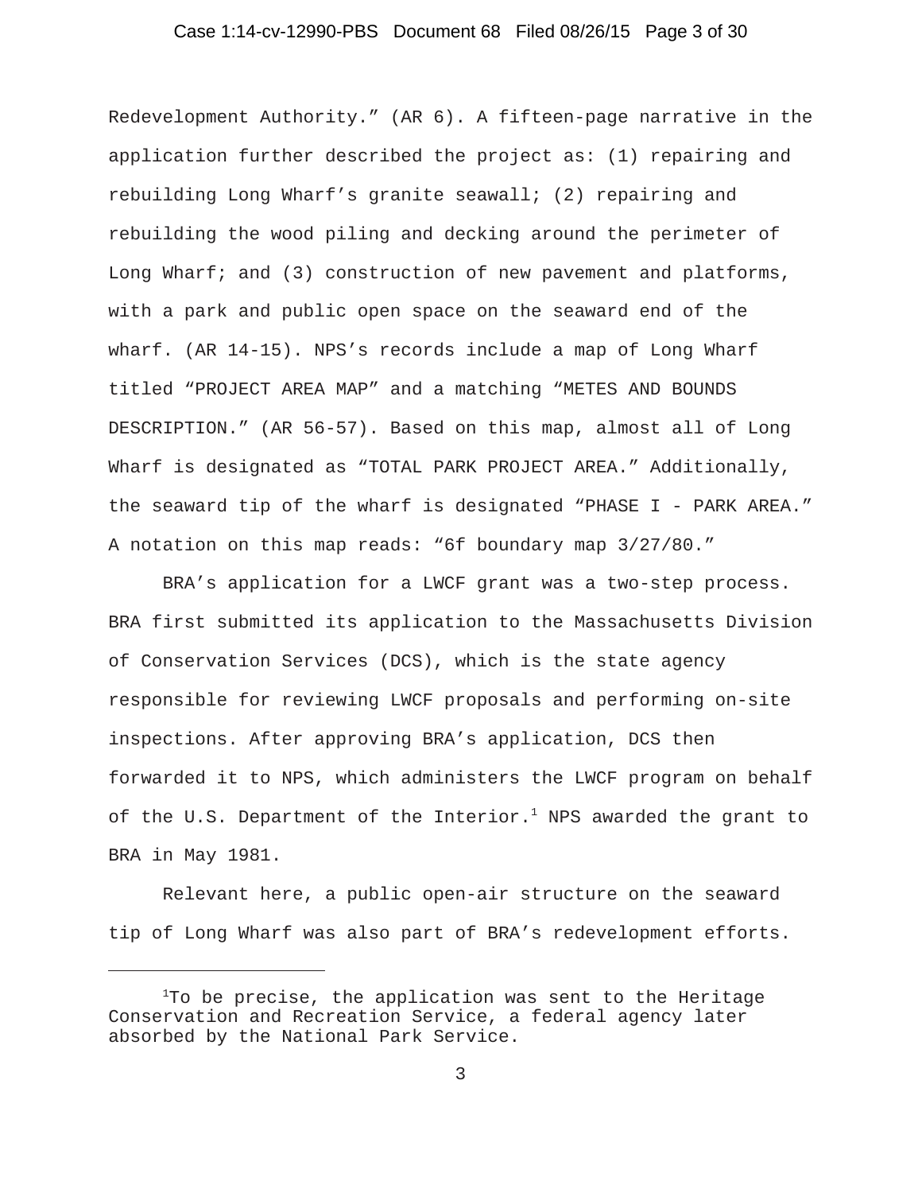Redevelopment Authority." (AR 6). A fifteen-page narrative in the application further described the project as: (1) repairing and rebuilding Long Wharf's granite seawall; (2) repairing and rebuilding the wood piling and decking around the perimeter of Long Wharf; and (3) construction of new pavement and platforms, with a park and public open space on the seaward end of the wharf. (AR 14-15). NPS's records include a map of Long Wharf titled "PROJECT AREA MAP" and a matching "METES AND BOUNDS DESCRIPTION." (AR 56-57). Based on this map, almost all of Long Wharf is designated as "TOTAL PARK PROJECT AREA." Additionally, the seaward tip of the wharf is designated "PHASE I - PARK AREA." A notation on this map reads: "6f boundary map 3/27/80."

BRA's application for a LWCF grant was a two-step process. BRA first submitted its application to the Massachusetts Division of Conservation Services (DCS), which is the state agency responsible for reviewing LWCF proposals and performing on-site inspections. After approving BRA's application, DCS then forwarded it to NPS, which administers the LWCF program on behalf of the U.S. Department of the Interior.[1] NPS awarded the grant to BRA in May 1981.

Relevant here, a public open-air structure on the seaward tip of Long Wharf was also part of BRA's redevelopment efforts.

---

[1] To be precise, the application was sent to the Heritage Conservation and Recreation Service, a federal agency later absorbed by the National Park Service.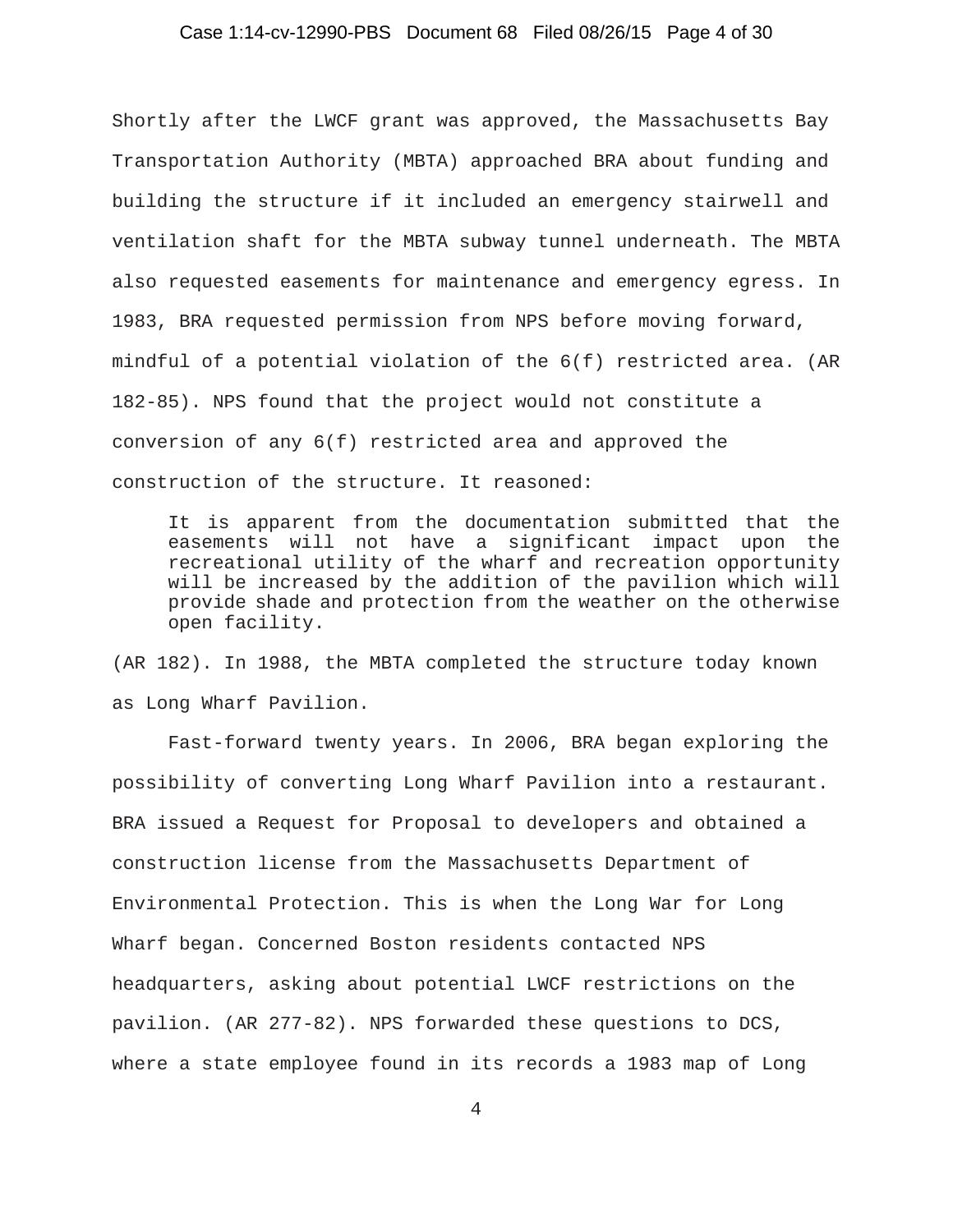Shortly after the LWCF grant was approved, the Massachusetts Bay Transportation Authority (MBTA) approached BRA about funding and building the structure if it included an emergency stairwell and ventilation shaft for the MBTA subway tunnel underneath. The MBTA also requested easements for maintenance and emergency egress. In 1983, BRA requested permission from NPS before moving forward, mindful of a potential violation of the 6(f) restricted area. (AR 182-85). NPS found that the project would not constitute a conversion of any 6(f) restricted area and approved the construction of the structure. It reasoned:

> It is apparent from the documentation submitted that the easements will not have a significant impact upon the recreational utility of the wharf and recreation opportunity will be increased by the addition of the pavilion which will provide shade and protection from the weather on the otherwise open facility.

(AR 182). In 1988, the MBTA completed the structure today known as Long Wharf Pavilion.

Fast-forward twenty years. In 2006, BRA began exploring the possibility of converting Long Wharf Pavilion into a restaurant. BRA issued a Request for Proposal to developers and obtained a construction license from the Massachusetts Department of Environmental Protection. This is when the Long War for Long Wharf began. Concerned Boston residents contacted NPS headquarters, asking about potential LWCF restrictions on the pavilion. (AR 277-82). NPS forwarded these questions to DCS, where a state employee found in its records a 1983 map of Long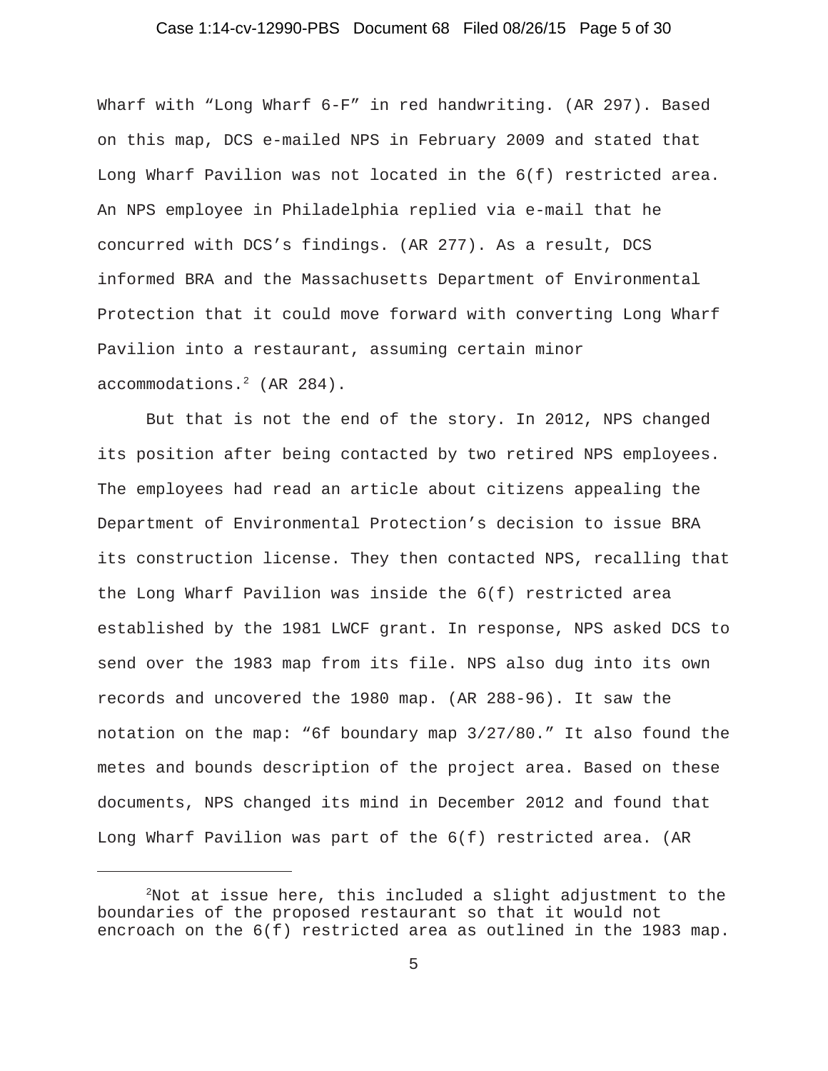Wharf with "Long Wharf 6-F" in red handwriting. (AR 297). Based on this map, DCS e-mailed NPS in February 2009 and stated that Long Wharf Pavilion was not located in the 6(f) restricted area. An NPS employee in Philadelphia replied via e-mail that he concurred with DCS's findings. (AR 277). As a result, DCS informed BRA and the Massachusetts Department of Environmental Protection that it could move forward with converting Long Wharf Pavilion into a restaurant, assuming certain minor accommodations.[2] (AR 284).

But that is not the end of the story. In 2012, NPS changed its position after being contacted by two retired NPS employees. The employees had read an article about citizens appealing the Department of Environmental Protection's decision to issue BRA its construction license. They then contacted NPS, recalling that the Long Wharf Pavilion was inside the 6(f) restricted area established by the 1981 LWCF grant. In response, NPS asked DCS to send over the 1983 map from its file. NPS also dug into its own records and uncovered the 1980 map. (AR 288-96). It saw the notation on the map: "6f boundary map 3/27/80." It also found the metes and bounds description of the project area. Based on these documents, NPS changed its mind in December 2012 and found that Long Wharf Pavilion was part of the 6(f) restricted area. (AR

[2]Not at issue here, this included a slight adjustment to the boundaries of the proposed restaurant so that it would not encroach on the 6(f) restricted area as outlined in the 1983 map.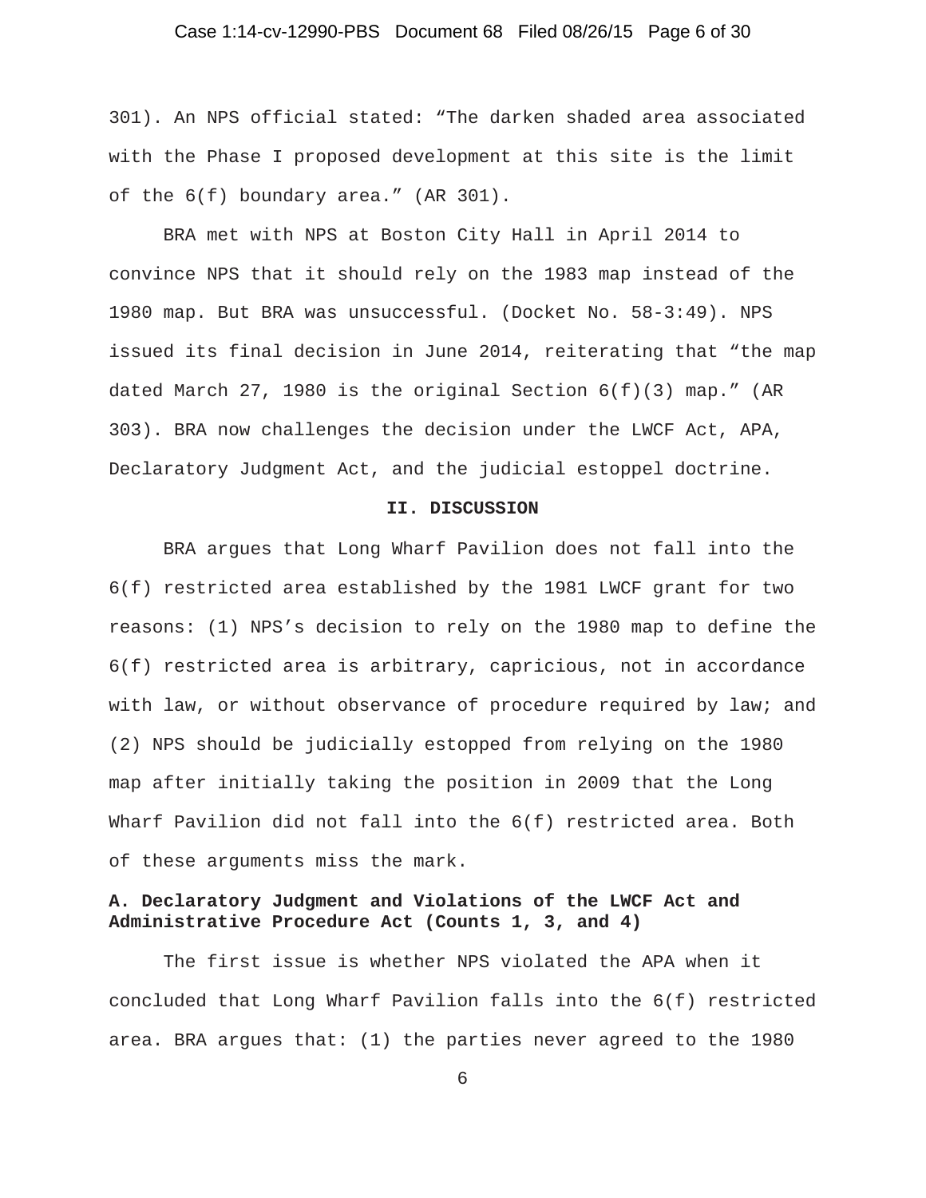301). An NPS official stated: "The darken shaded area associated with the Phase I proposed development at this site is the limit of the 6(f) boundary area." (AR 301).

BRA met with NPS at Boston City Hall in April 2014 to convince NPS that it should rely on the 1983 map instead of the 1980 map. But BRA was unsuccessful. (Docket No. 58-3:49). NPS issued its final decision in June 2014, reiterating that "the map dated March 27, 1980 is the original Section 6(f)(3) map." (AR 303). BRA now challenges the decision under the LWCF Act, APA, Declaratory Judgment Act, and the judicial estoppel doctrine.

## II. DISCUSSION

BRA argues that Long Wharf Pavilion does not fall into the 6(f) restricted area established by the 1981 LWCF grant for two reasons: (1) NPS's decision to rely on the 1980 map to define the 6(f) restricted area is arbitrary, capricious, not in accordance with law, or without observance of procedure required by law; and (2) NPS should be judicially estopped from relying on the 1980 map after initially taking the position in 2009 that the Long Wharf Pavilion did not fall into the 6(f) restricted area. Both of these arguments miss the mark.

### A. Declaratory Judgment and Violations of the LWCF Act and Administrative Procedure Act (Counts 1, 3, and 4)

The first issue is whether NPS violated the APA when it concluded that Long Wharf Pavilion falls into the 6(f) restricted area. BRA argues that: (1) the parties never agreed to the 1980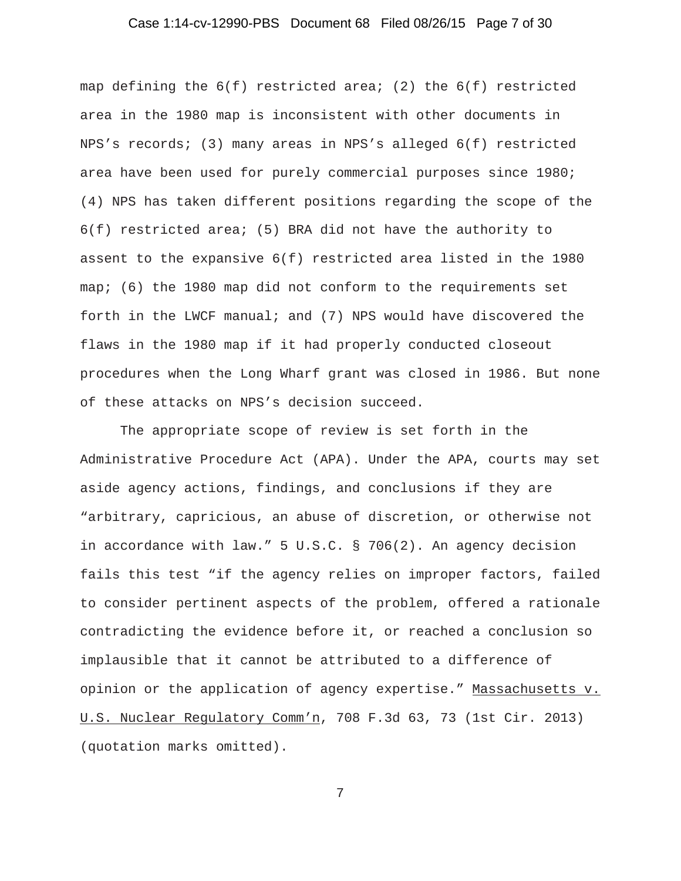map defining the 6(f) restricted area; (2) the 6(f) restricted area in the 1980 map is inconsistent with other documents in NPS's records; (3) many areas in NPS's alleged 6(f) restricted area have been used for purely commercial purposes since 1980; (4) NPS has taken different positions regarding the scope of the 6(f) restricted area; (5) BRA did not have the authority to assent to the expansive 6(f) restricted area listed in the 1980 map; (6) the 1980 map did not conform to the requirements set forth in the LWCF manual; and (7) NPS would have discovered the flaws in the 1980 map if it had properly conducted closeout procedures when the Long Wharf grant was closed in 1986. But none of these attacks on NPS's decision succeed.

The appropriate scope of review is set forth in the Administrative Procedure Act (APA). Under the APA, courts may set aside agency actions, findings, and conclusions if they are "arbitrary, capricious, an abuse of discretion, or otherwise not in accordance with law." 5 U.S.C. § 706(2). An agency decision fails this test "if the agency relies on improper factors, failed to consider pertinent aspects of the problem, offered a rationale contradicting the evidence before it, or reached a conclusion so implausible that it cannot be attributed to a difference of opinion or the application of agency expertise." Massachusetts v. U.S. Nuclear Regulatory Comm'n, 708 F.3d 63, 73 (1st Cir. 2013) (quotation marks omitted).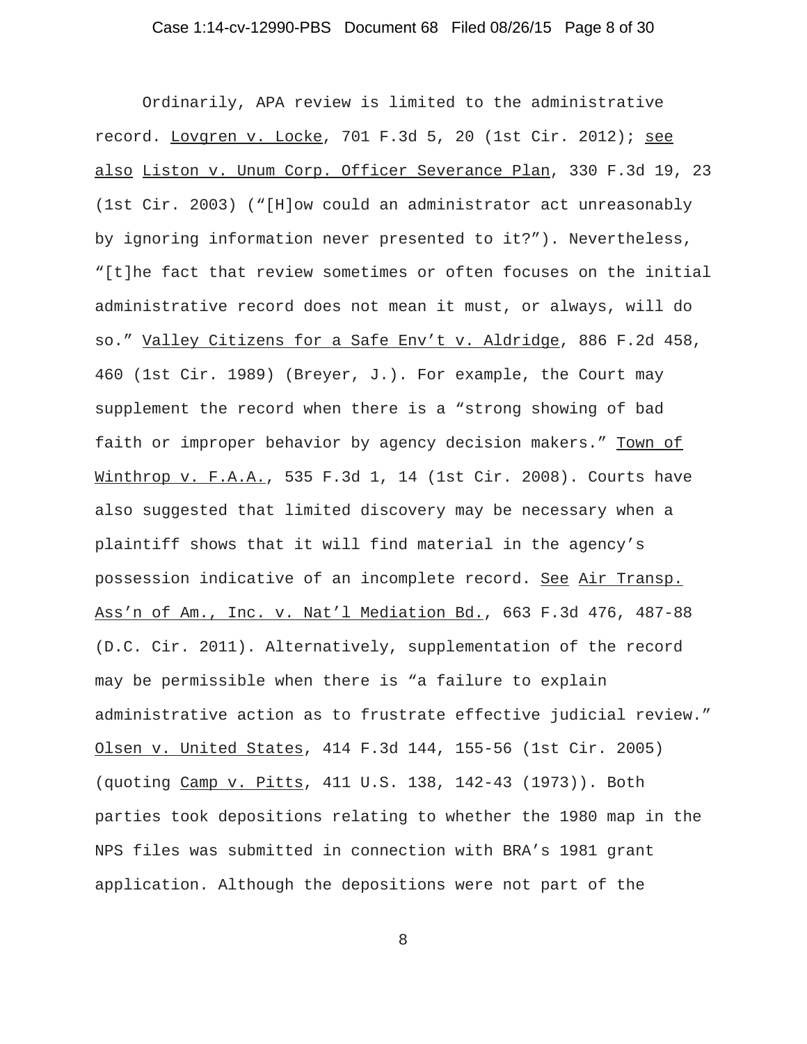Ordinarily, APA review is limited to the administrative record. Lovgren v. Locke, 701 F.3d 5, 20 (1st Cir. 2012); see also Liston v. Unum Corp. Officer Severance Plan, 330 F.3d 19, 23 (1st Cir. 2003) ("[H]ow could an administrator act unreasonably by ignoring information never presented to it?"). Nevertheless, "[t]he fact that review sometimes or often focuses on the initial administrative record does not mean it must, or always, will do so." Valley Citizens for a Safe Env't v. Aldridge, 886 F.2d 458, 460 (1st Cir. 1989) (Breyer, J.). For example, the Court may supplement the record when there is a "strong showing of bad faith or improper behavior by agency decision makers." Town of Winthrop v. F.A.A., 535 F.3d 1, 14 (1st Cir. 2008). Courts have also suggested that limited discovery may be necessary when a plaintiff shows that it will find material in the agency's possession indicative of an incomplete record. See Air Transp. Ass'n of Am., Inc. v. Nat'l Mediation Bd., 663 F.3d 476, 487-88 (D.C. Cir. 2011). Alternatively, supplementation of the record may be permissible when there is "a failure to explain administrative action as to frustrate effective judicial review." Olsen v. United States, 414 F.3d 144, 155-56 (1st Cir. 2005) (quoting Camp v. Pitts, 411 U.S. 138, 142-43 (1973)). Both parties took depositions relating to whether the 1980 map in the NPS files was submitted in connection with BRA's 1981 grant application. Although the depositions were not part of the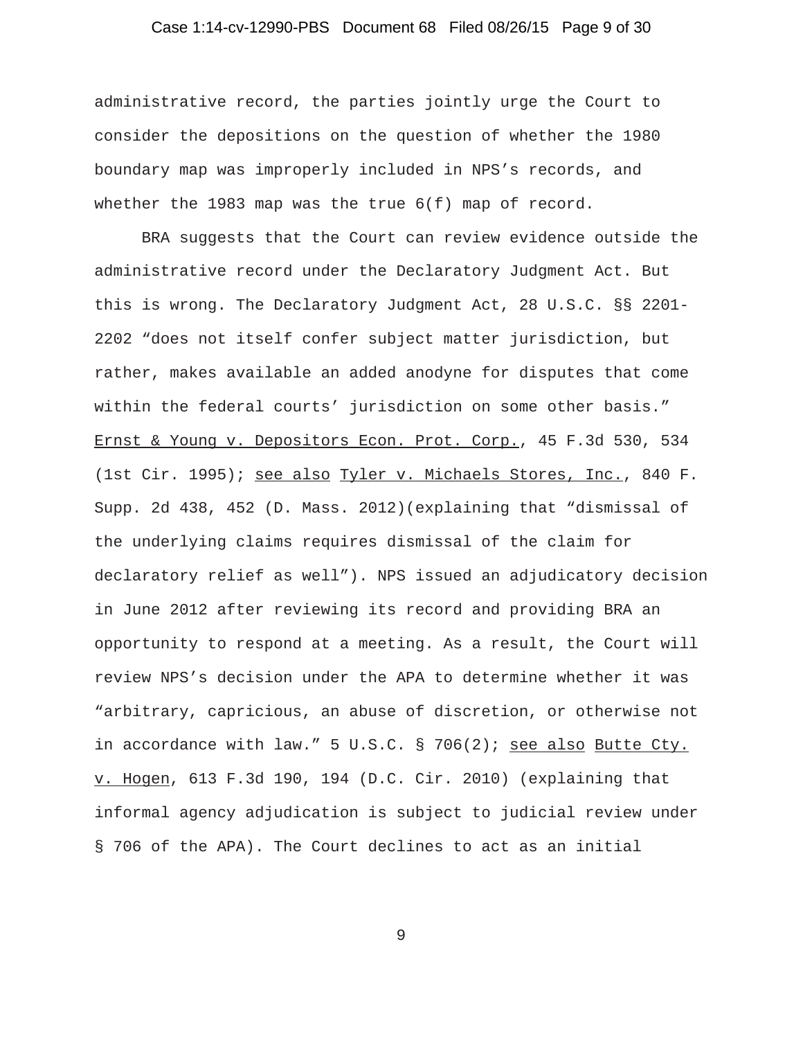administrative record, the parties jointly urge the Court to consider the depositions on the question of whether the 1980 boundary map was improperly included in NPS's records, and whether the 1983 map was the true 6(f) map of record.

BRA suggests that the Court can review evidence outside the administrative record under the Declaratory Judgment Act. But this is wrong. The Declaratory Judgment Act, 28 U.S.C. §§ 2201-2202 "does not itself confer subject matter jurisdiction, but rather, makes available an added anodyne for disputes that come within the federal courts' jurisdiction on some other basis." Ernst & Young v. Depositors Econ. Prot. Corp., 45 F.3d 530, 534 (1st Cir. 1995); see also Tyler v. Michaels Stores, Inc., 840 F. Supp. 2d 438, 452 (D. Mass. 2012)(explaining that "dismissal of the underlying claims requires dismissal of the claim for declaratory relief as well"). NPS issued an adjudicatory decision in June 2012 after reviewing its record and providing BRA an opportunity to respond at a meeting. As a result, the Court will review NPS's decision under the APA to determine whether it was "arbitrary, capricious, an abuse of discretion, or otherwise not in accordance with law." 5 U.S.C. § 706(2); see also Butte Cty. v. Hogen, 613 F.3d 190, 194 (D.C. Cir. 2010) (explaining that informal agency adjudication is subject to judicial review under § 706 of the APA). The Court declines to act as an initial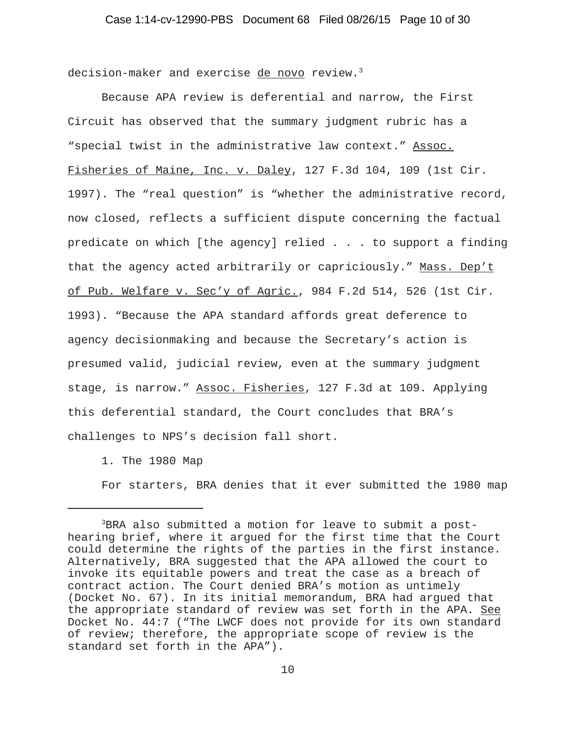decision-maker and exercise de novo review.[3]

Because APA review is deferential and narrow, the First Circuit has observed that the summary judgment rubric has a "special twist in the administrative law context." Assoc. Fisheries of Maine, Inc. v. Daley, 127 F.3d 104, 109 (1st Cir. 1997). The "real question" is "whether the administrative record, now closed, reflects a sufficient dispute concerning the factual predicate on which [the agency] relied . . . to support a finding that the agency acted arbitrarily or capriciously." Mass. Dep't of Pub. Welfare v. Sec'y of Agric., 984 F.2d 514, 526 (1st Cir. 1993). "Because the APA standard affords great deference to agency decisionmaking and because the Secretary's action is presumed valid, judicial review, even at the summary judgment stage, is narrow." Assoc. Fisheries, 127 F.3d at 109. Applying this deferential standard, the Court concludes that BRA's challenges to NPS's decision fall short.

1. The 1980 Map

For starters, BRA denies that it ever submitted the 1980 map

---

[3] BRA also submitted a motion for leave to submit a post-hearing brief, where it argued for the first time that the Court could determine the rights of the parties in the first instance. Alternatively, BRA suggested that the APA allowed the court to invoke its equitable powers and treat the case as a breach of contract action. The Court denied BRA's motion as untimely (Docket No. 67). In its initial memorandum, BRA had argued that the appropriate standard of review was set forth in the APA. See Docket No. 44:7 ("The LWCF does not provide for its own standard of review; therefore, the appropriate scope of review is the standard set forth in the APA").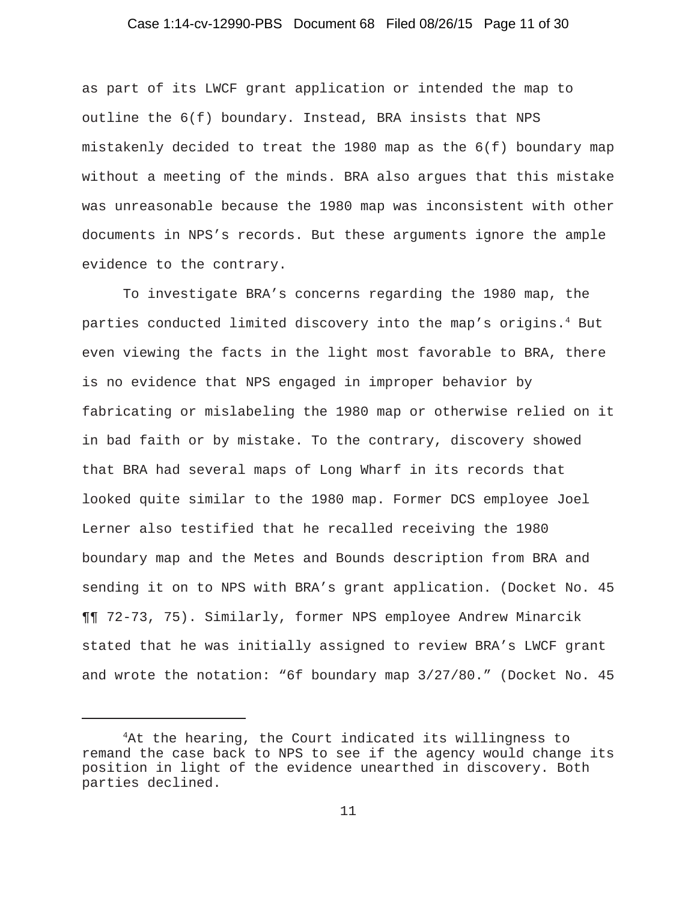as part of its LWCF grant application or intended the map to outline the 6(f) boundary. Instead, BRA insists that NPS mistakenly decided to treat the 1980 map as the 6(f) boundary map without a meeting of the minds. BRA also argues that this mistake was unreasonable because the 1980 map was inconsistent with other documents in NPS's records. But these arguments ignore the ample evidence to the contrary.

To investigate BRA's concerns regarding the 1980 map, the parties conducted limited discovery into the map's origins.[4] But even viewing the facts in the light most favorable to BRA, there is no evidence that NPS engaged in improper behavior by fabricating or mislabeling the 1980 map or otherwise relied on it in bad faith or by mistake. To the contrary, discovery showed that BRA had several maps of Long Wharf in its records that looked quite similar to the 1980 map. Former DCS employee Joel Lerner also testified that he recalled receiving the 1980 boundary map and the Metes and Bounds description from BRA and sending it on to NPS with BRA's grant application. (Docket No. 45 ¶¶ 72-73, 75). Similarly, former NPS employee Andrew Minarcik stated that he was initially assigned to review BRA's LWCF grant and wrote the notation: "6f boundary map 3/27/80." (Docket No. 45

[4]At the hearing, the Court indicated its willingness to remand the case back to NPS to see if the agency would change its position in light of the evidence unearthed in discovery. Both parties declined.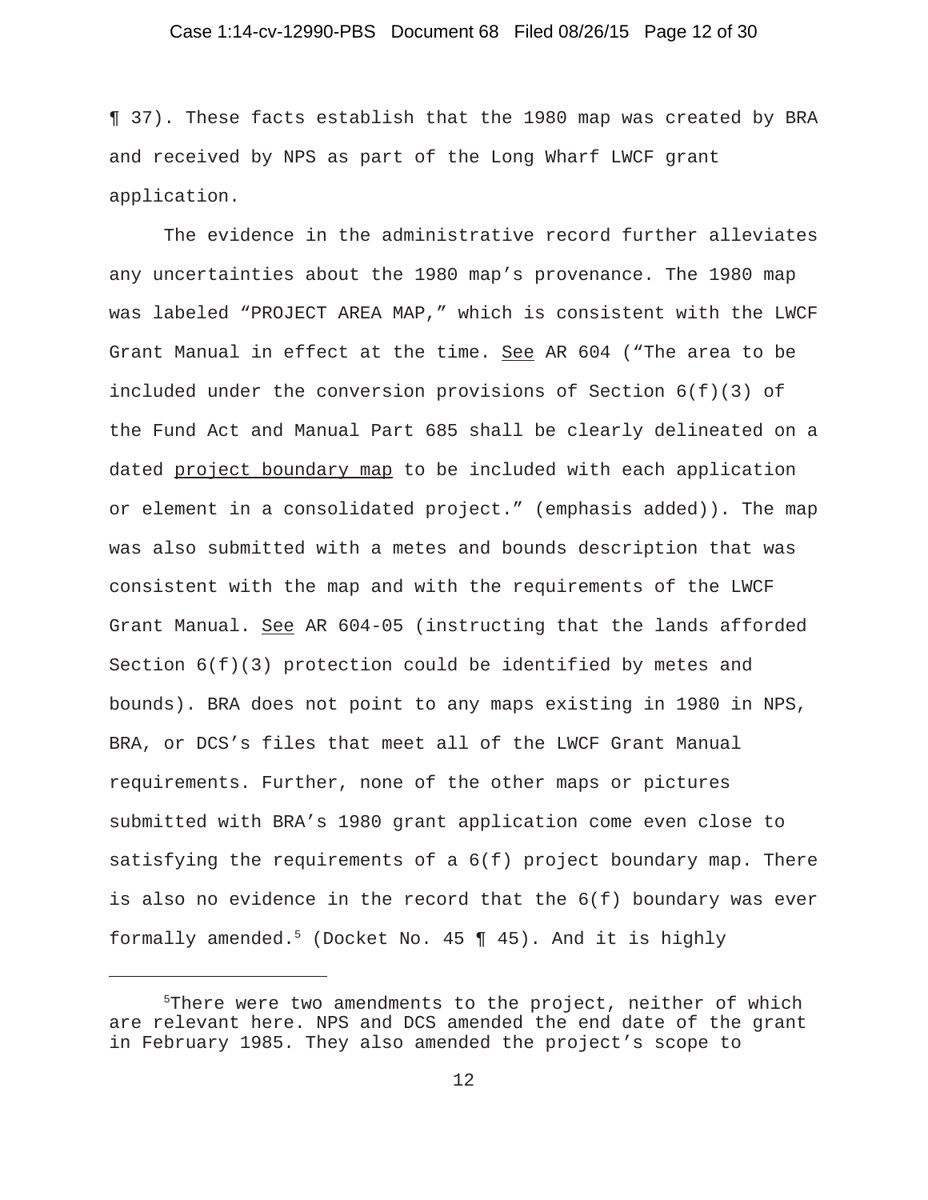¶ 37). These facts establish that the 1980 map was created by BRA and received by NPS as part of the Long Wharf LWCF grant application.

The evidence in the administrative record further alleviates any uncertainties about the 1980 map's provenance. The 1980 map was labeled "PROJECT AREA MAP," which is consistent with the LWCF Grant Manual in effect at the time. See AR 604 ("The area to be included under the conversion provisions of Section 6(f)(3) of the Fund Act and Manual Part 685 shall be clearly delineated on a dated project boundary map to be included with each application or element in a consolidated project." (emphasis added)). The map was also submitted with a metes and bounds description that was consistent with the map and with the requirements of the LWCF Grant Manual. See AR 604-05 (instructing that the lands afforded Section 6(f)(3) protection could be identified by metes and bounds). BRA does not point to any maps existing in 1980 in NPS, BRA, or DCS's files that meet all of the LWCF Grant Manual requirements. Further, none of the other maps or pictures submitted with BRA's 1980 grant application come even close to satisfying the requirements of a 6(f) project boundary map. There is also no evidence in the record that the 6(f) boundary was ever formally amended.[5] (Docket No. 45 ¶ 45). And it is highly

---

[5]There were two amendments to the project, neither of which are relevant here. NPS and DCS amended the end date of the grant in February 1985. They also amended the project's scope to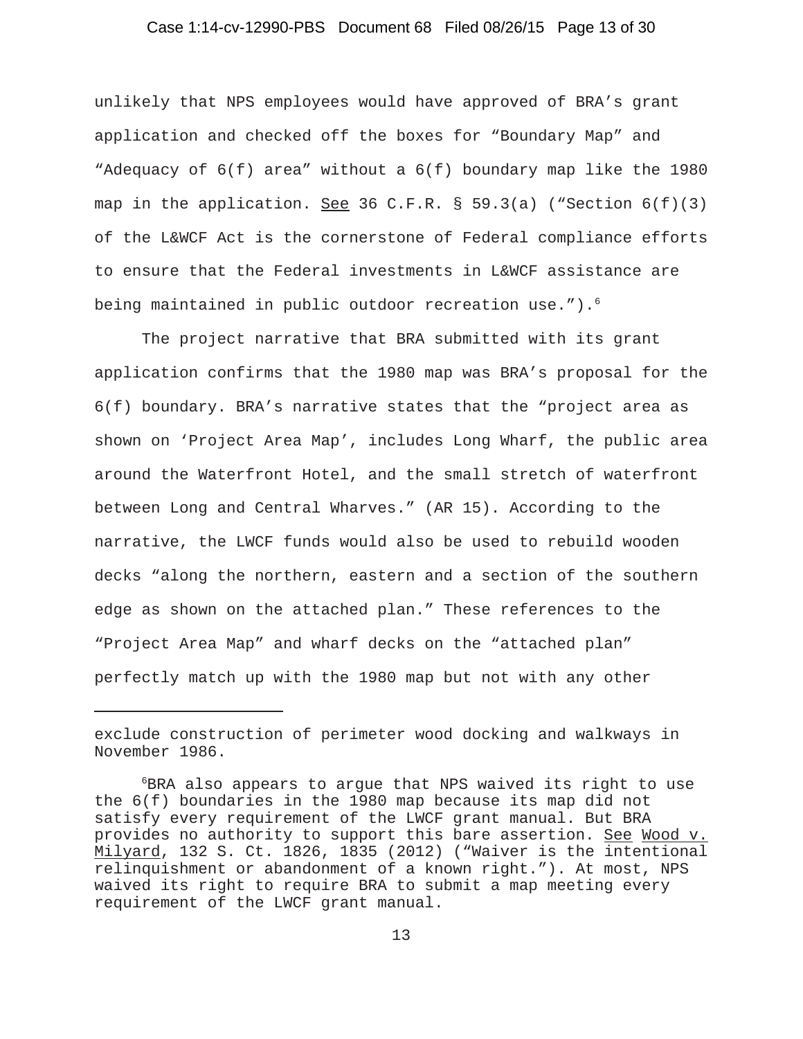unlikely that NPS employees would have approved of BRA's grant application and checked off the boxes for "Boundary Map" and "Adequacy of 6(f) area" without a 6(f) boundary map like the 1980 map in the application. See 36 C.F.R. § 59.3(a) ("Section 6(f)(3) of the L&WCF Act is the cornerstone of Federal compliance efforts to ensure that the Federal investments in L&WCF assistance are being maintained in public outdoor recreation use.").[6]

The project narrative that BRA submitted with its grant application confirms that the 1980 map was BRA's proposal for the 6(f) boundary. BRA's narrative states that the "project area as shown on 'Project Area Map', includes Long Wharf, the public area around the Waterfront Hotel, and the small stretch of waterfront between Long and Central Wharves." (AR 15). According to the narrative, the LWCF funds would also be used to rebuild wooden decks "along the northern, eastern and a section of the southern edge as shown on the attached plan." These references to the "Project Area Map" and wharf decks on the "attached plan" perfectly match up with the 1980 map but not with any other

---

exclude construction of perimeter wood docking and walkways in November 1986.

[6]BRA also appears to argue that NPS waived its right to use the 6(f) boundaries in the 1980 map because its map did not satisfy every requirement of the LWCF grant manual. But BRA provides no authority to support this bare assertion. See Wood v. Milyard, 132 S. Ct. 1826, 1835 (2012) ("Waiver is the intentional relinquishment or abandonment of a known right."). At most, NPS waived its right to require BRA to submit a map meeting every requirement of the LWCF grant manual.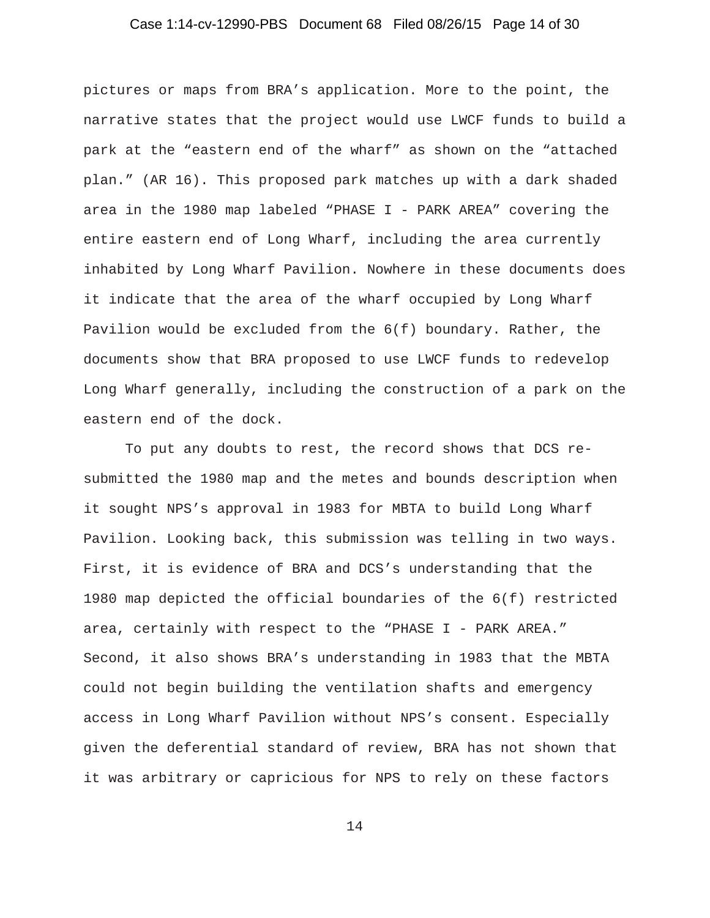pictures or maps from BRA's application. More to the point, the narrative states that the project would use LWCF funds to build a park at the "eastern end of the wharf" as shown on the "attached plan." (AR 16). This proposed park matches up with a dark shaded area in the 1980 map labeled "PHASE I - PARK AREA" covering the entire eastern end of Long Wharf, including the area currently inhabited by Long Wharf Pavilion. Nowhere in these documents does it indicate that the area of the wharf occupied by Long Wharf Pavilion would be excluded from the 6(f) boundary. Rather, the documents show that BRA proposed to use LWCF funds to redevelop Long Wharf generally, including the construction of a park on the eastern end of the dock.

To put any doubts to rest, the record shows that DCS re-submitted the 1980 map and the metes and bounds description when it sought NPS's approval in 1983 for MBTA to build Long Wharf Pavilion. Looking back, this submission was telling in two ways. First, it is evidence of BRA and DCS's understanding that the 1980 map depicted the official boundaries of the 6(f) restricted area, certainly with respect to the "PHASE I - PARK AREA." Second, it also shows BRA's understanding in 1983 that the MBTA could not begin building the ventilation shafts and emergency access in Long Wharf Pavilion without NPS's consent. Especially given the deferential standard of review, BRA has not shown that it was arbitrary or capricious for NPS to rely on these factors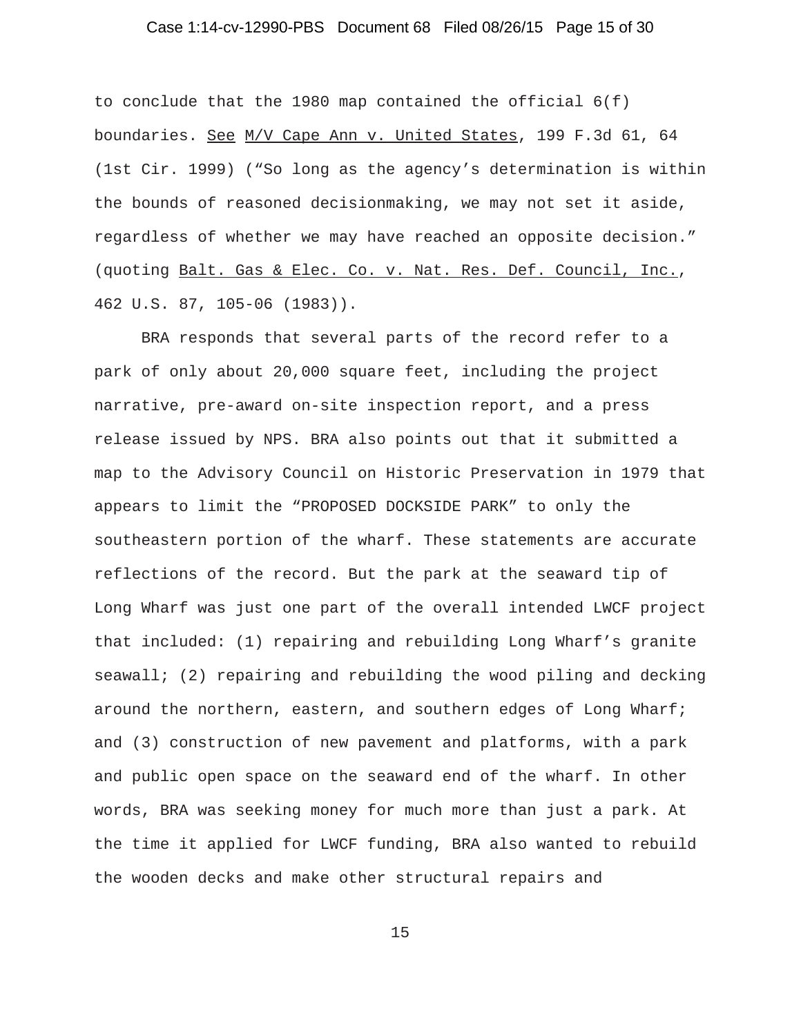to conclude that the 1980 map contained the official 6(f) boundaries. See M/V Cape Ann v. United States, 199 F.3d 61, 64 (1st Cir. 1999) ("So long as the agency's determination is within the bounds of reasoned decisionmaking, we may not set it aside, regardless of whether we may have reached an opposite decision." (quoting Balt. Gas & Elec. Co. v. Nat. Res. Def. Council, Inc., 462 U.S. 87, 105-06 (1983)).

BRA responds that several parts of the record refer to a park of only about 20,000 square feet, including the project narrative, pre-award on-site inspection report, and a press release issued by NPS. BRA also points out that it submitted a map to the Advisory Council on Historic Preservation in 1979 that appears to limit the "PROPOSED DOCKSIDE PARK" to only the southeastern portion of the wharf. These statements are accurate reflections of the record. But the park at the seaward tip of Long Wharf was just one part of the overall intended LWCF project that included: (1) repairing and rebuilding Long Wharf's granite seawall; (2) repairing and rebuilding the wood piling and decking around the northern, eastern, and southern edges of Long Wharf; and (3) construction of new pavement and platforms, with a park and public open space on the seaward end of the wharf. In other words, BRA was seeking money for much more than just a park. At the time it applied for LWCF funding, BRA also wanted to rebuild the wooden decks and make other structural repairs and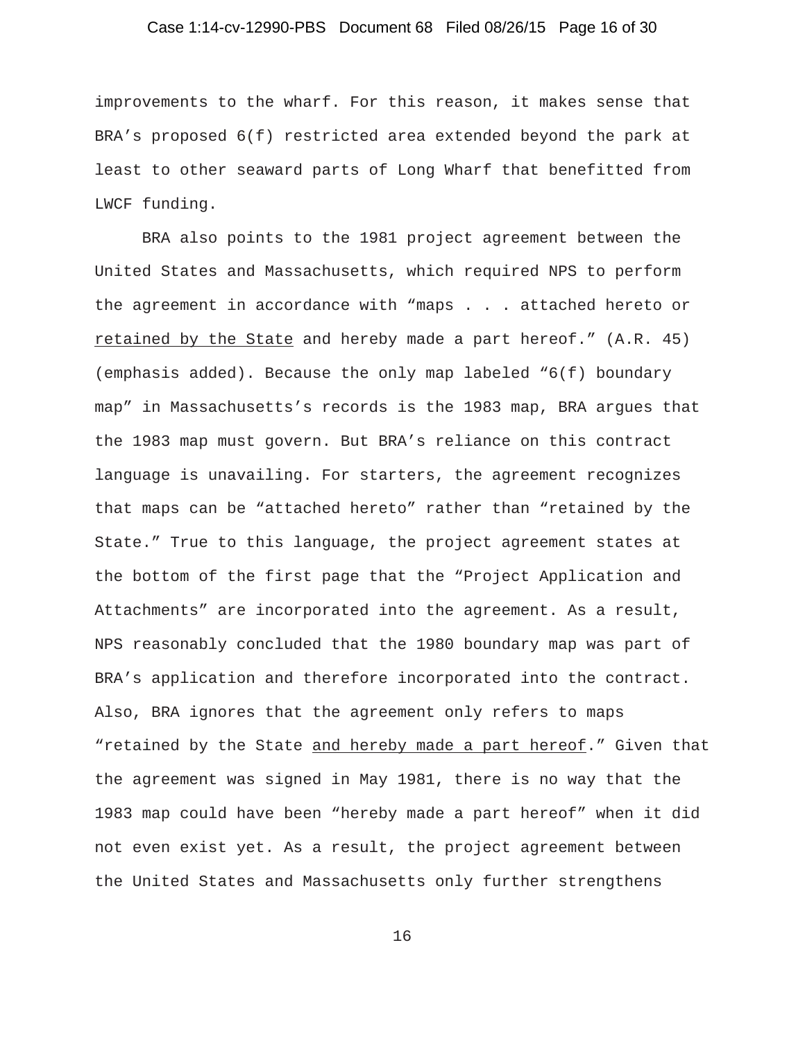improvements to the wharf. For this reason, it makes sense that BRA's proposed 6(f) restricted area extended beyond the park at least to other seaward parts of Long Wharf that benefitted from LWCF funding.

BRA also points to the 1981 project agreement between the United States and Massachusetts, which required NPS to perform the agreement in accordance with "maps . . . attached hereto or <u>retained by the State</u> and hereby made a part hereof." (A.R. 45) (emphasis added). Because the only map labeled "6(f) boundary map" in Massachusetts's records is the 1983 map, BRA argues that the 1983 map must govern. But BRA's reliance on this contract language is unavailing. For starters, the agreement recognizes that maps can be "attached hereto" rather than "retained by the State." True to this language, the project agreement states at the bottom of the first page that the "Project Application and Attachments" are incorporated into the agreement. As a result, NPS reasonably concluded that the 1980 boundary map was part of BRA's application and therefore incorporated into the contract. Also, BRA ignores that the agreement only refers to maps "retained by the State <u>and hereby made a part hereof</u>." Given that the agreement was signed in May 1981, there is no way that the 1983 map could have been "hereby made a part hereof" when it did not even exist yet. As a result, the project agreement between the United States and Massachusetts only further strengthens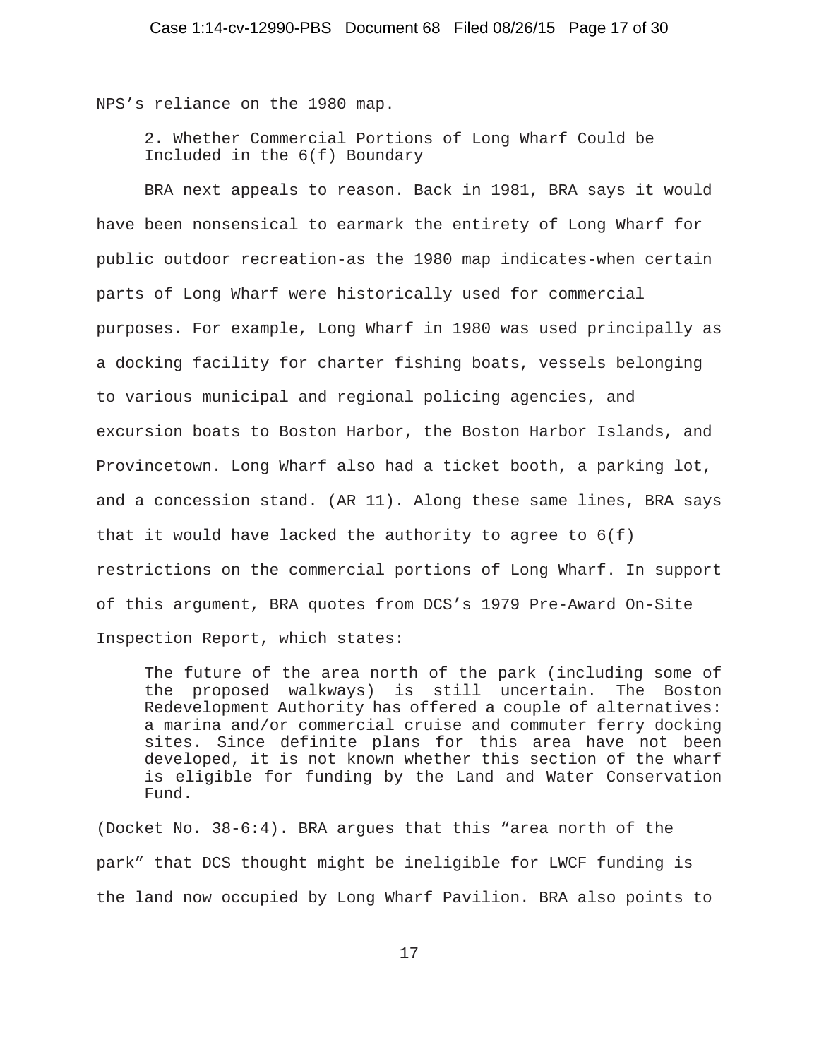NPS's reliance on the 1980 map.

2. Whether Commercial Portions of Long Wharf Could be Included in the 6(f) Boundary

BRA next appeals to reason. Back in 1981, BRA says it would have been nonsensical to earmark the entirety of Long Wharf for public outdoor recreation-as the 1980 map indicates-when certain parts of Long Wharf were historically used for commercial purposes. For example, Long Wharf in 1980 was used principally as a docking facility for charter fishing boats, vessels belonging to various municipal and regional policing agencies, and excursion boats to Boston Harbor, the Boston Harbor Islands, and Provincetown. Long Wharf also had a ticket booth, a parking lot, and a concession stand. (AR 11). Along these same lines, BRA says that it would have lacked the authority to agree to 6(f) restrictions on the commercial portions of Long Wharf. In support of this argument, BRA quotes from DCS's 1979 Pre-Award On-Site Inspection Report, which states:

> The future of the area north of the park (including some of the proposed walkways) is still uncertain. The Boston Redevelopment Authority has offered a couple of alternatives: a marina and/or commercial cruise and commuter ferry docking sites. Since definite plans for this area have not been developed, it is not known whether this section of the wharf is eligible for funding by the Land and Water Conservation Fund.

(Docket No. 38-6:4). BRA argues that this "area north of the park" that DCS thought might be ineligible for LWCF funding is the land now occupied by Long Wharf Pavilion. BRA also points to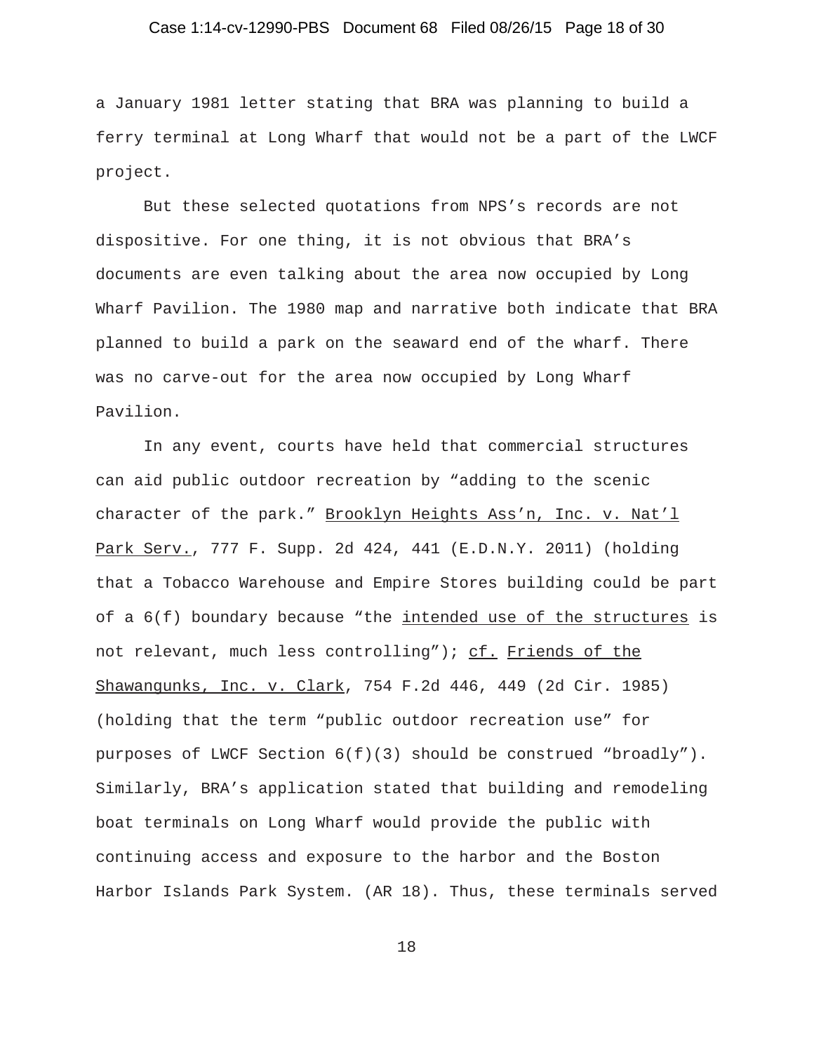a January 1981 letter stating that BRA was planning to build a ferry terminal at Long Wharf that would not be a part of the LWCF project.

But these selected quotations from NPS's records are not dispositive. For one thing, it is not obvious that BRA's documents are even talking about the area now occupied by Long Wharf Pavilion. The 1980 map and narrative both indicate that BRA planned to build a park on the seaward end of the wharf. There was no carve-out for the area now occupied by Long Wharf Pavilion.

In any event, courts have held that commercial structures can aid public outdoor recreation by "adding to the scenic character of the park." Brooklyn Heights Ass'n, Inc. v. Nat'l Park Serv., 777 F. Supp. 2d 424, 441 (E.D.N.Y. 2011) (holding that a Tobacco Warehouse and Empire Stores building could be part of a 6(f) boundary because "the intended use of the structures is not relevant, much less controlling"); cf. Friends of the Shawangunks, Inc. v. Clark, 754 F.2d 446, 449 (2d Cir. 1985) (holding that the term "public outdoor recreation use" for purposes of LWCF Section 6(f)(3) should be construed "broadly"). Similarly, BRA's application stated that building and remodeling boat terminals on Long Wharf would provide the public with continuing access and exposure to the harbor and the Boston Harbor Islands Park System. (AR 18). Thus, these terminals served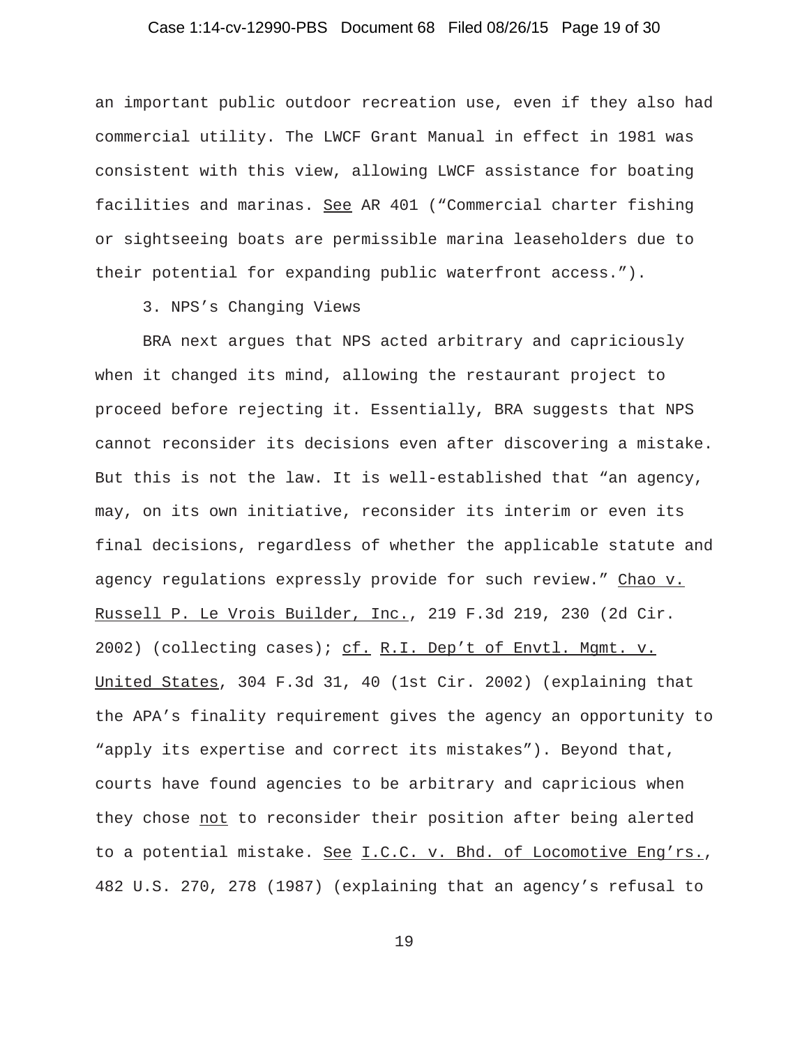an important public outdoor recreation use, even if they also had commercial utility. The LWCF Grant Manual in effect in 1981 was consistent with this view, allowing LWCF assistance for boating facilities and marinas. See AR 401 ("Commercial charter fishing or sightseeing boats are permissible marina leaseholders due to their potential for expanding public waterfront access.").

3. NPS's Changing Views

BRA next argues that NPS acted arbitrary and capriciously when it changed its mind, allowing the restaurant project to proceed before rejecting it. Essentially, BRA suggests that NPS cannot reconsider its decisions even after discovering a mistake. But this is not the law. It is well-established that "an agency, may, on its own initiative, reconsider its interim or even its final decisions, regardless of whether the applicable statute and agency regulations expressly provide for such review." Chao v. Russell P. Le Vrois Builder, Inc., 219 F.3d 219, 230 (2d Cir. 2002) (collecting cases); cf. R.I. Dep't of Envtl. Mgmt. v. United States, 304 F.3d 31, 40 (1st Cir. 2002) (explaining that the APA's finality requirement gives the agency an opportunity to "apply its expertise and correct its mistakes"). Beyond that, courts have found agencies to be arbitrary and capricious when they chose not to reconsider their position after being alerted to a potential mistake. See I.C.C. v. Bhd. of Locomotive Eng'rs., 482 U.S. 270, 278 (1987) (explaining that an agency's refusal to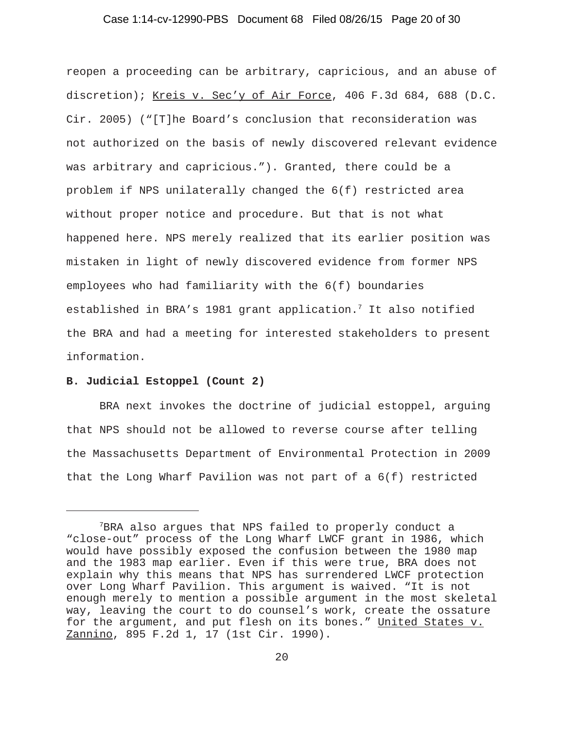reopen a proceeding can be arbitrary, capricious, and an abuse of discretion); Kreis v. Sec'y of Air Force, 406 F.3d 684, 688 (D.C. Cir. 2005) ("[T]he Board's conclusion that reconsideration was not authorized on the basis of newly discovered relevant evidence was arbitrary and capricious."). Granted, there could be a problem if NPS unilaterally changed the 6(f) restricted area without proper notice and procedure. But that is not what happened here. NPS merely realized that its earlier position was mistaken in light of newly discovered evidence from former NPS employees who had familiarity with the 6(f) boundaries established in BRA's 1981 grant application.[7] It also notified the BRA and had a meeting for interested stakeholders to present information.

**B. Judicial Estoppel (Count 2)**

BRA next invokes the doctrine of judicial estoppel, arguing that NPS should not be allowed to reverse course after telling the Massachusetts Department of Environmental Protection in 2009 that the Long Wharf Pavilion was not part of a 6(f) restricted

---

[7]BRA also argues that NPS failed to properly conduct a "close-out" process of the Long Wharf LWCF grant in 1986, which would have possibly exposed the confusion between the 1980 map and the 1983 map earlier. Even if this were true, BRA does not explain why this means that NPS has surrendered LWCF protection over Long Wharf Pavilion. This argument is waived. "It is not enough merely to mention a possible argument in the most skeletal way, leaving the court to do counsel's work, create the ossature for the argument, and put flesh on its bones." United States v. Zannino, 895 F.2d 1, 17 (1st Cir. 1990).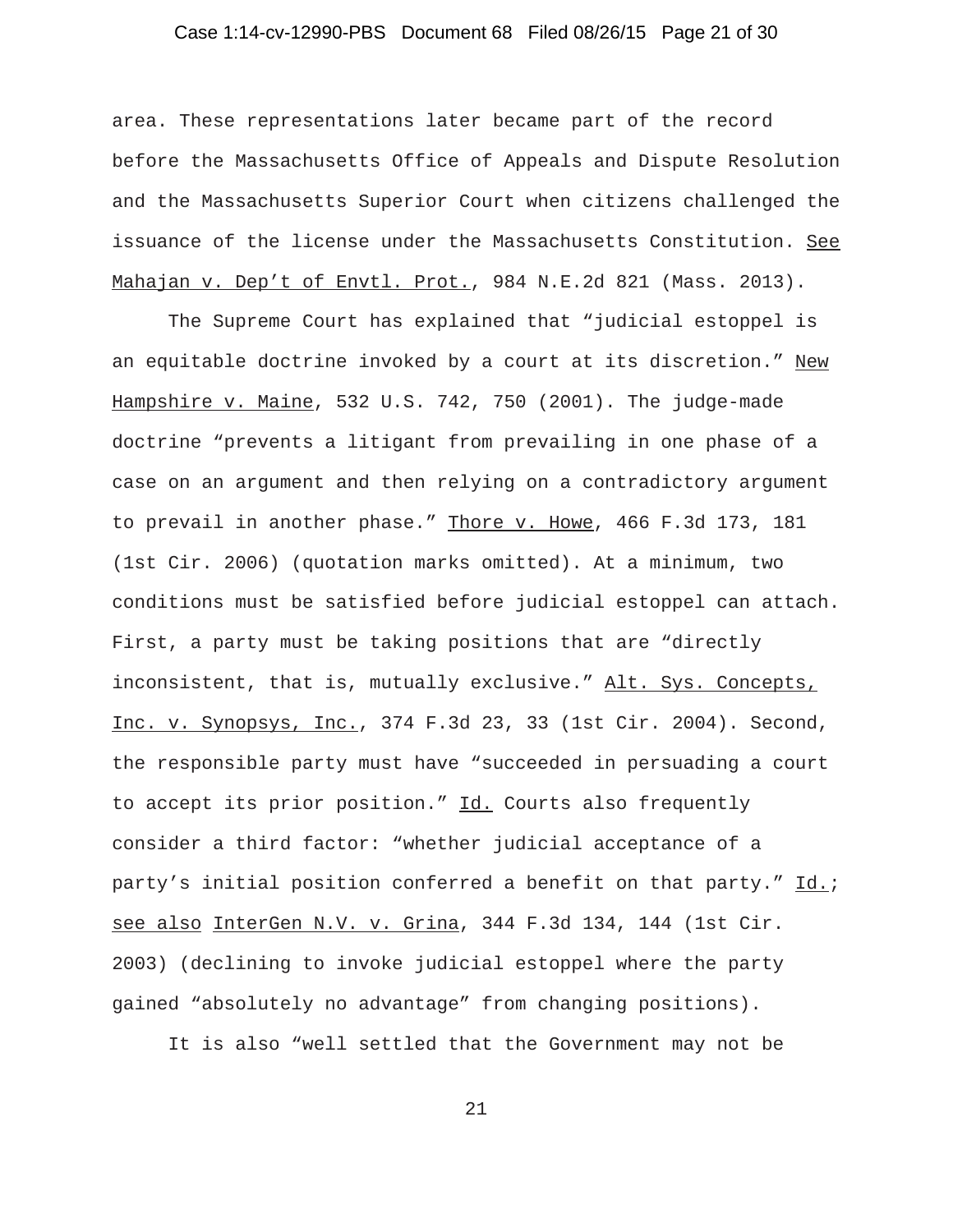area. These representations later became part of the record before the Massachusetts Office of Appeals and Dispute Resolution and the Massachusetts Superior Court when citizens challenged the issuance of the license under the Massachusetts Constitution. See Mahajan v. Dep't of Envtl. Prot., 984 N.E.2d 821 (Mass. 2013).

The Supreme Court has explained that "judicial estoppel is an equitable doctrine invoked by a court at its discretion." New Hampshire v. Maine, 532 U.S. 742, 750 (2001). The judge-made doctrine "prevents a litigant from prevailing in one phase of a case on an argument and then relying on a contradictory argument to prevail in another phase." Thore v. Howe, 466 F.3d 173, 181 (1st Cir. 2006) (quotation marks omitted). At a minimum, two conditions must be satisfied before judicial estoppel can attach. First, a party must be taking positions that are "directly inconsistent, that is, mutually exclusive." Alt. Sys. Concepts, Inc. v. Synopsys, Inc., 374 F.3d 23, 33 (1st Cir. 2004). Second, the responsible party must have "succeeded in persuading a court to accept its prior position." Id. Courts also frequently consider a third factor: "whether judicial acceptance of a party's initial position conferred a benefit on that party." Id.; see also InterGen N.V. v. Grina, 344 F.3d 134, 144 (1st Cir. 2003) (declining to invoke judicial estoppel where the party gained "absolutely no advantage" from changing positions).

It is also "well settled that the Government may not be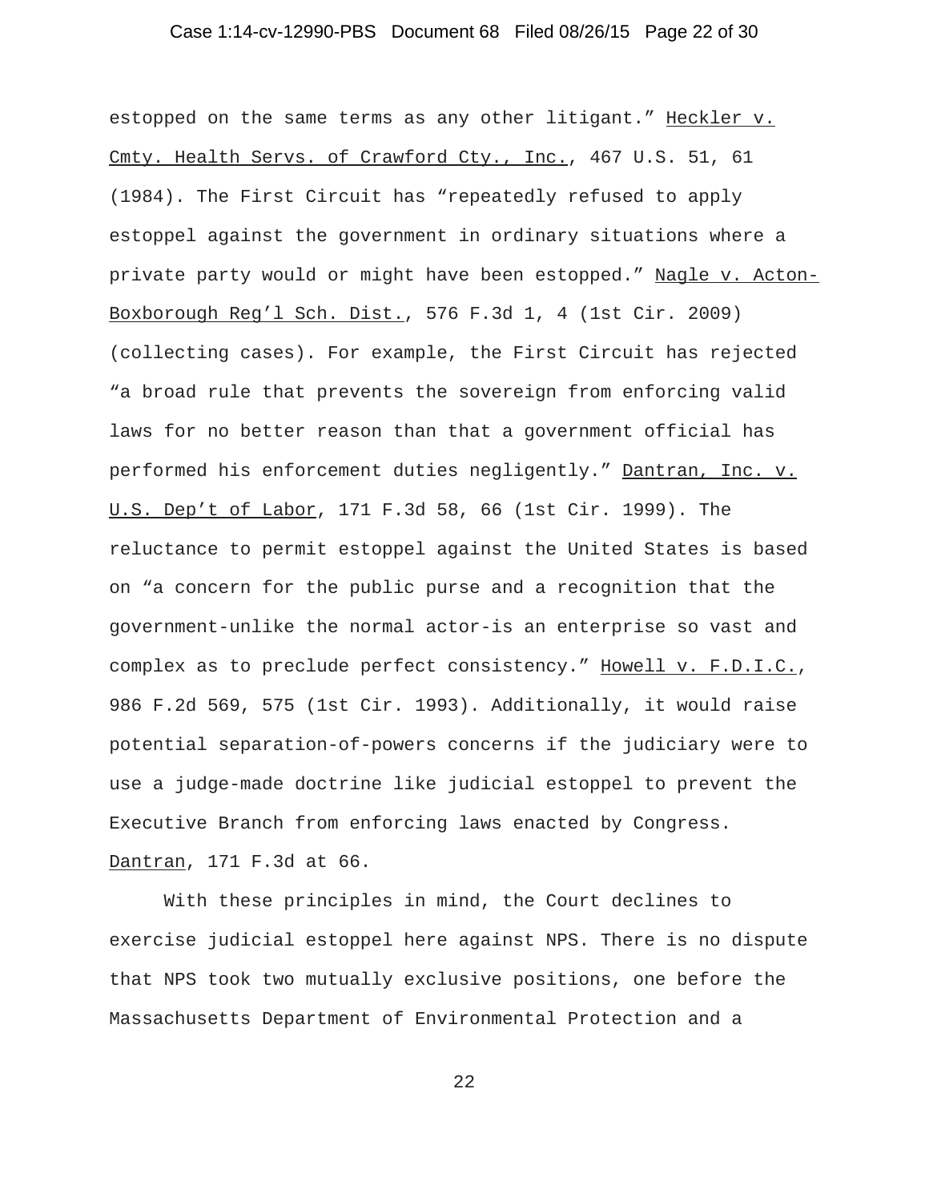estopped on the same terms as any other litigant." Heckler v. Cmty. Health Servs. of Crawford Cty., Inc., 467 U.S. 51, 61 (1984). The First Circuit has "repeatedly refused to apply estoppel against the government in ordinary situations where a private party would or might have been estopped." Nagle v. Acton-Boxborough Reg'l Sch. Dist., 576 F.3d 1, 4 (1st Cir. 2009) (collecting cases). For example, the First Circuit has rejected "a broad rule that prevents the sovereign from enforcing valid laws for no better reason than that a government official has performed his enforcement duties negligently." Dantran, Inc. v. U.S. Dep't of Labor, 171 F.3d 58, 66 (1st Cir. 1999). The reluctance to permit estoppel against the United States is based on "a concern for the public purse and a recognition that the government-unlike the normal actor-is an enterprise so vast and complex as to preclude perfect consistency." Howell v. F.D.I.C., 986 F.2d 569, 575 (1st Cir. 1993). Additionally, it would raise potential separation-of-powers concerns if the judiciary were to use a judge-made doctrine like judicial estoppel to prevent the Executive Branch from enforcing laws enacted by Congress. Dantran, 171 F.3d at 66.

With these principles in mind, the Court declines to exercise judicial estoppel here against NPS. There is no dispute that NPS took two mutually exclusive positions, one before the Massachusetts Department of Environmental Protection and a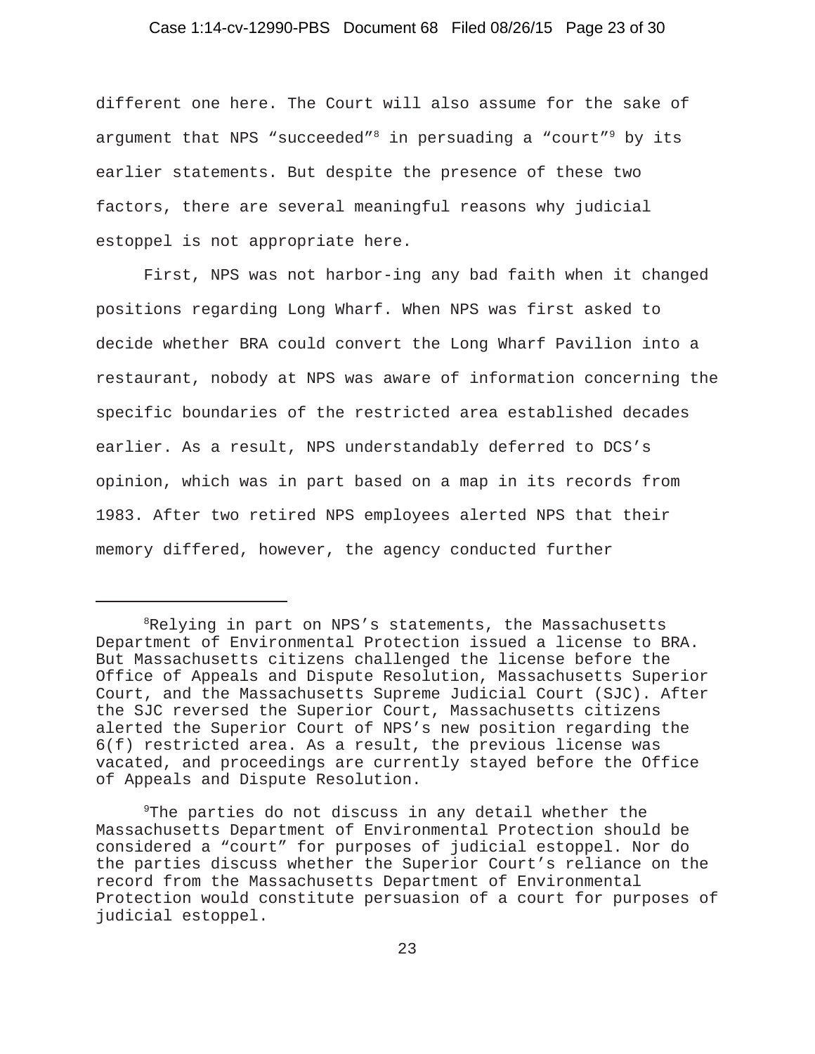different one here. The Court will also assume for the sake of argument that NPS "succeeded"[8] in persuading a "court"[9] by its earlier statements. But despite the presence of these two factors, there are several meaningful reasons why judicial estoppel is not appropriate here.

First, NPS was not harbor-ing any bad faith when it changed positions regarding Long Wharf. When NPS was first asked to decide whether BRA could convert the Long Wharf Pavilion into a restaurant, nobody at NPS was aware of information concerning the specific boundaries of the restricted area established decades earlier. As a result, NPS understandably deferred to DCS's opinion, which was in part based on a map in its records from 1983. After two retired NPS employees alerted NPS that their memory differed, however, the agency conducted further

---

[8]Relying in part on NPS's statements, the Massachusetts Department of Environmental Protection issued a license to BRA. But Massachusetts citizens challenged the license before the Office of Appeals and Dispute Resolution, Massachusetts Superior Court, and the Massachusetts Supreme Judicial Court (SJC). After the SJC reversed the Superior Court, Massachusetts citizens alerted the Superior Court of NPS's new position regarding the 6(f) restricted area. As a result, the previous license was vacated, and proceedings are currently stayed before the Office of Appeals and Dispute Resolution.

[9]The parties do not discuss in any detail whether the Massachusetts Department of Environmental Protection should be considered a "court" for purposes of judicial estoppel. Nor do the parties discuss whether the Superior Court's reliance on the record from the Massachusetts Department of Environmental Protection would constitute persuasion of a court for purposes of judicial estoppel.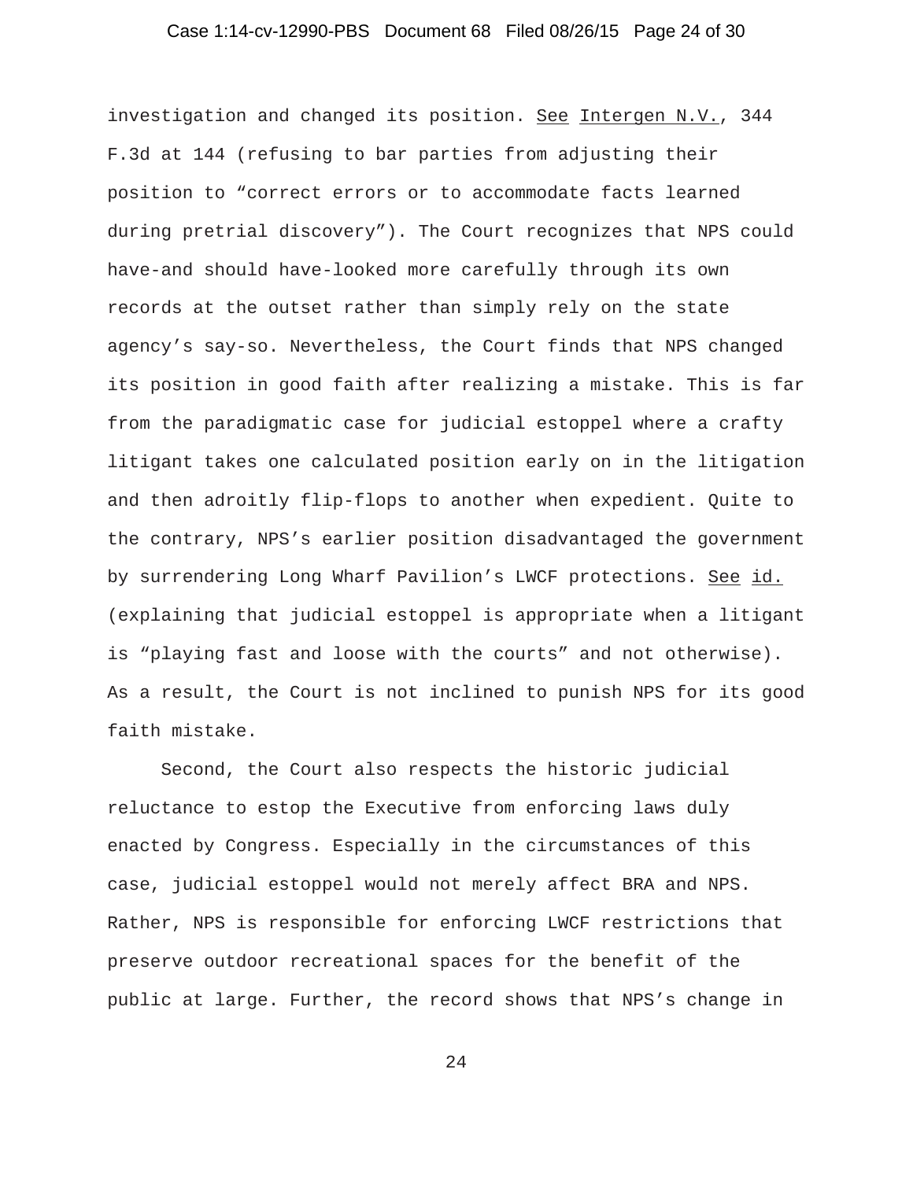investigation and changed its position. See Intergen N.V., 344 F.3d at 144 (refusing to bar parties from adjusting their position to "correct errors or to accommodate facts learned during pretrial discovery"). The Court recognizes that NPS could have-and should have-looked more carefully through its own records at the outset rather than simply rely on the state agency's say-so. Nevertheless, the Court finds that NPS changed its position in good faith after realizing a mistake. This is far from the paradigmatic case for judicial estoppel where a crafty litigant takes one calculated position early on in the litigation and then adroitly flip-flops to another when expedient. Quite to the contrary, NPS's earlier position disadvantaged the government by surrendering Long Wharf Pavilion's LWCF protections. See id. (explaining that judicial estoppel is appropriate when a litigant is "playing fast and loose with the courts" and not otherwise). As a result, the Court is not inclined to punish NPS for its good faith mistake.

Second, the Court also respects the historic judicial reluctance to estop the Executive from enforcing laws duly enacted by Congress. Especially in the circumstances of this case, judicial estoppel would not merely affect BRA and NPS. Rather, NPS is responsible for enforcing LWCF restrictions that preserve outdoor recreational spaces for the benefit of the public at large. Further, the record shows that NPS's change in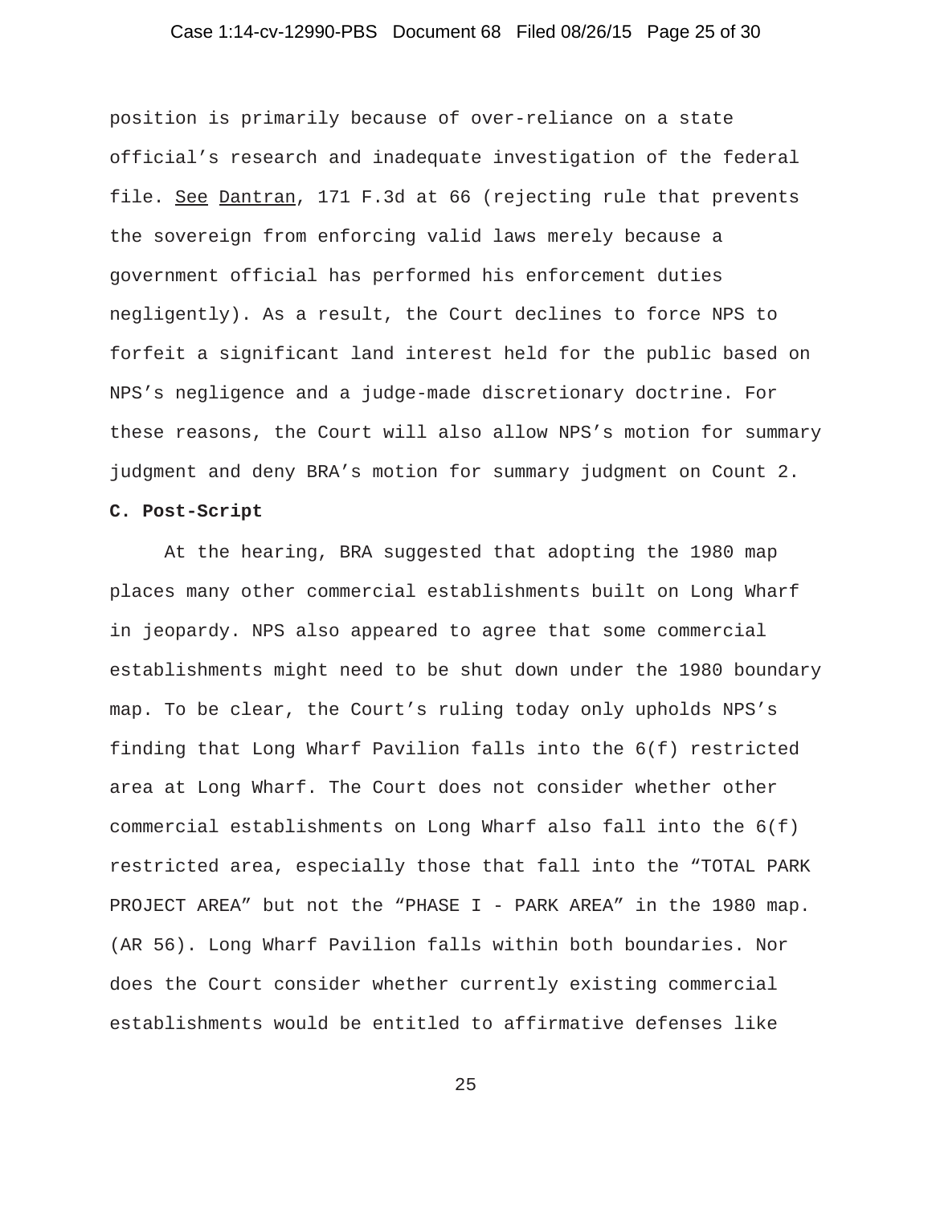position is primarily because of over-reliance on a state official's research and inadequate investigation of the federal file. See Dantran, 171 F.3d at 66 (rejecting rule that prevents the sovereign from enforcing valid laws merely because a government official has performed his enforcement duties negligently). As a result, the Court declines to force NPS to forfeit a significant land interest held for the public based on NPS's negligence and a judge-made discretionary doctrine. For these reasons, the Court will also allow NPS's motion for summary judgment and deny BRA's motion for summary judgment on Count 2.

**C. Post-Script**

At the hearing, BRA suggested that adopting the 1980 map places many other commercial establishments built on Long Wharf in jeopardy. NPS also appeared to agree that some commercial establishments might need to be shut down under the 1980 boundary map. To be clear, the Court's ruling today only upholds NPS's finding that Long Wharf Pavilion falls into the 6(f) restricted area at Long Wharf. The Court does not consider whether other commercial establishments on Long Wharf also fall into the 6(f) restricted area, especially those that fall into the "TOTAL PARK PROJECT AREA" but not the "PHASE I - PARK AREA" in the 1980 map. (AR 56). Long Wharf Pavilion falls within both boundaries. Nor does the Court consider whether currently existing commercial establishments would be entitled to affirmative defenses like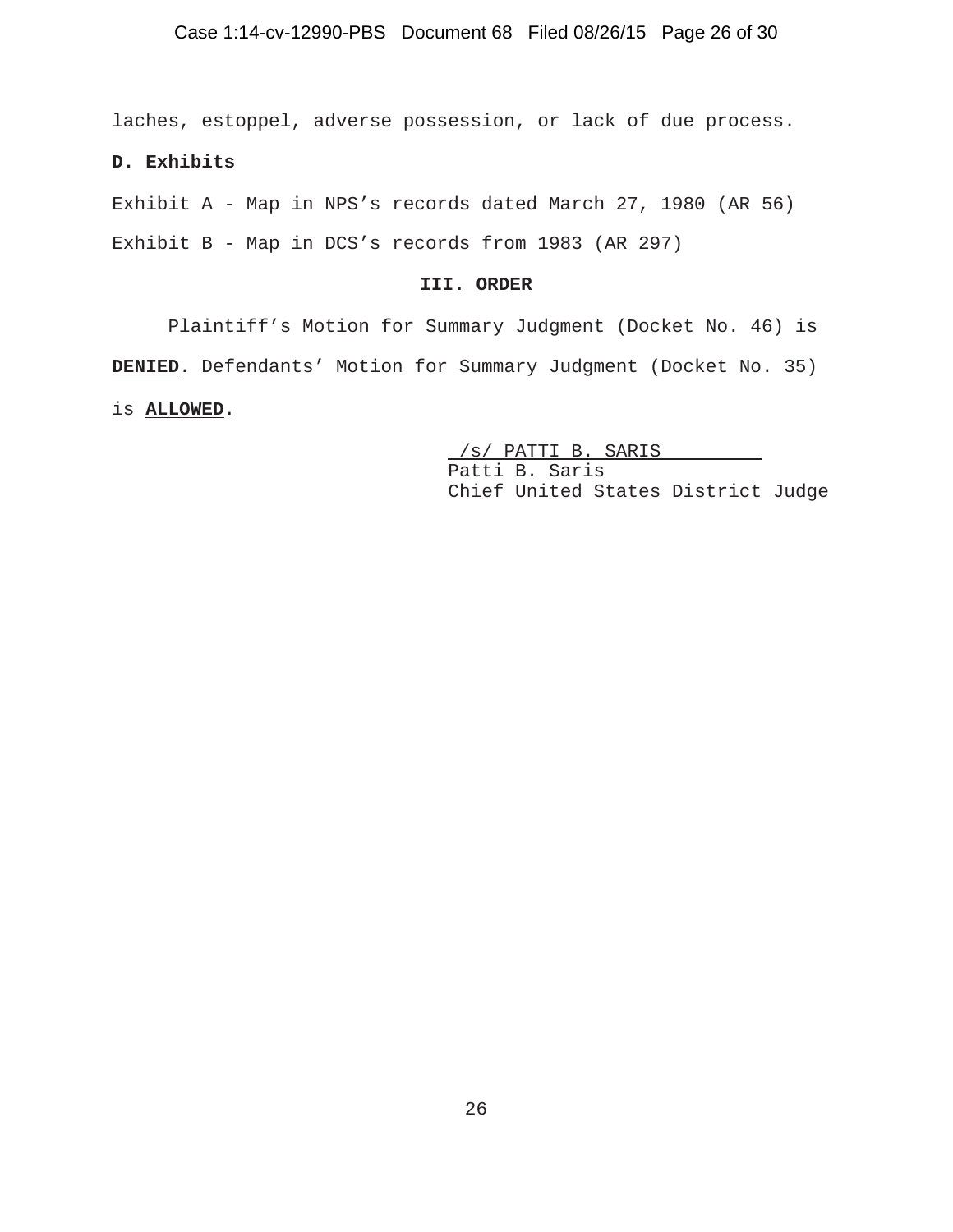laches, estoppel, adverse possession, or lack of due process.

**D. Exhibits**

Exhibit A - Map in NPS's records dated March 27, 1980 (AR 56)

Exhibit B - Map in DCS's records from 1983 (AR 297)

### III. ORDER

Plaintiff's Motion for Summary Judgment (Docket No. 46) is **DENIED**. Defendants' Motion for Summary Judgment (Docket No. 35) is **ALLOWED**.

/s/ PATTI B. SARIS
Patti B. Saris
Chief United States District Judge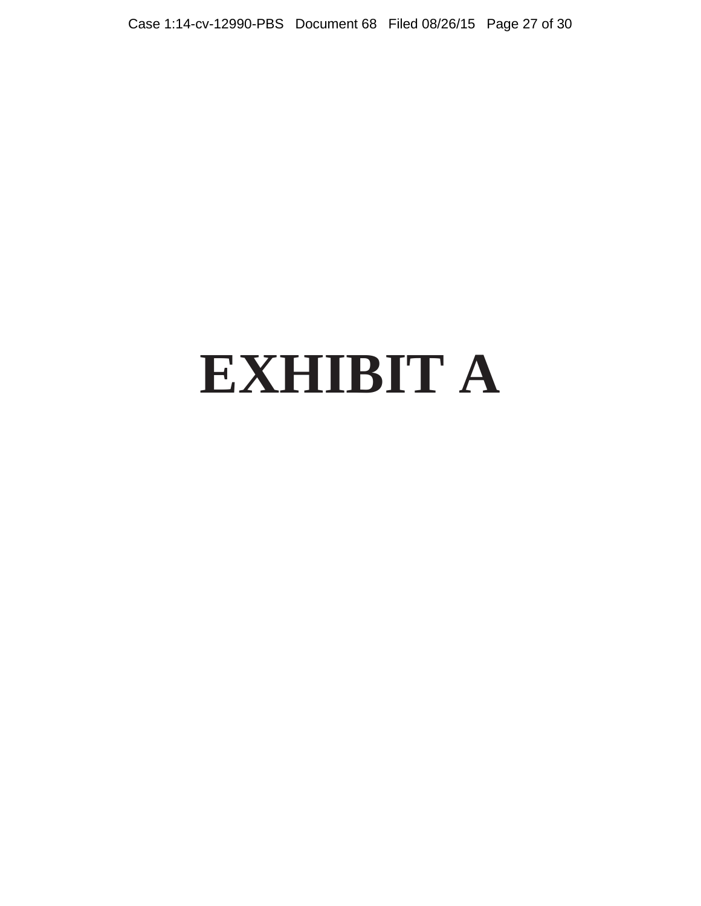# EXHIBIT A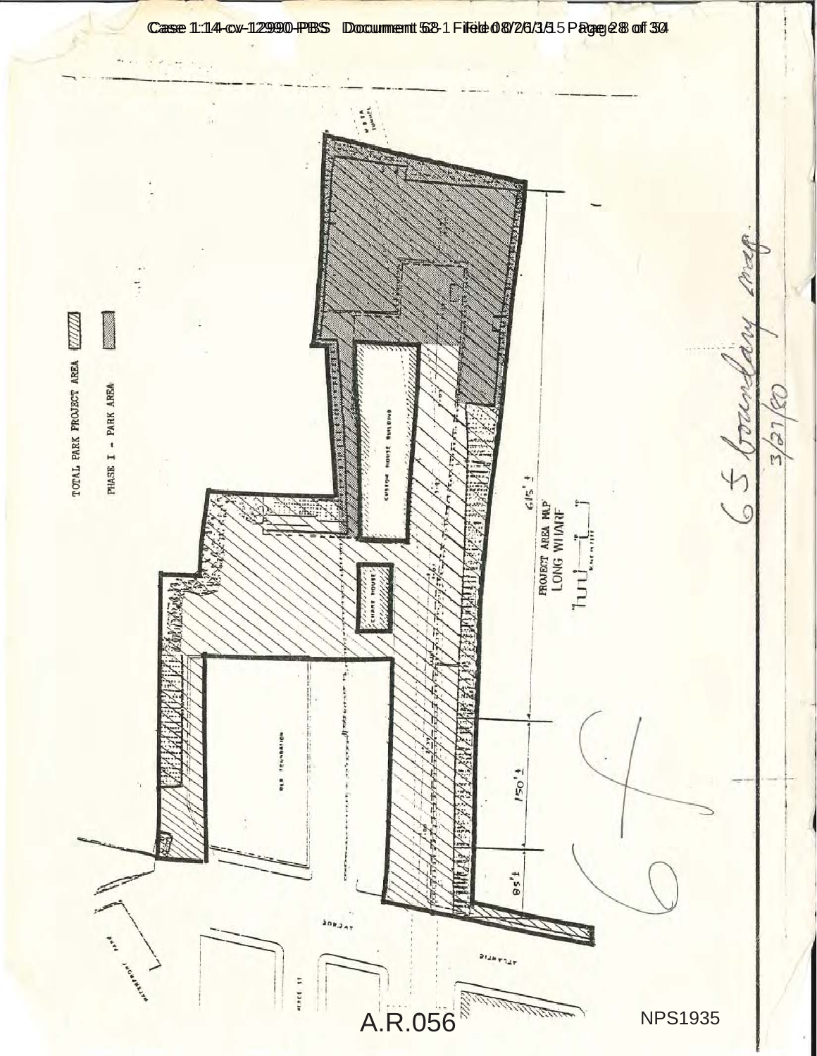TOTAL PARK PROJECT AREA

PHASE I – PARK AREA

CUSTOM HOUSE BUILDING

CHART HOUSE

OLD FOUNDATION

615' ±

150' ±

85' ±

PROJECT AREA MAP
LONG WHARF

6 5 boundary map
3/27/80

6

A.R.056

NPS1935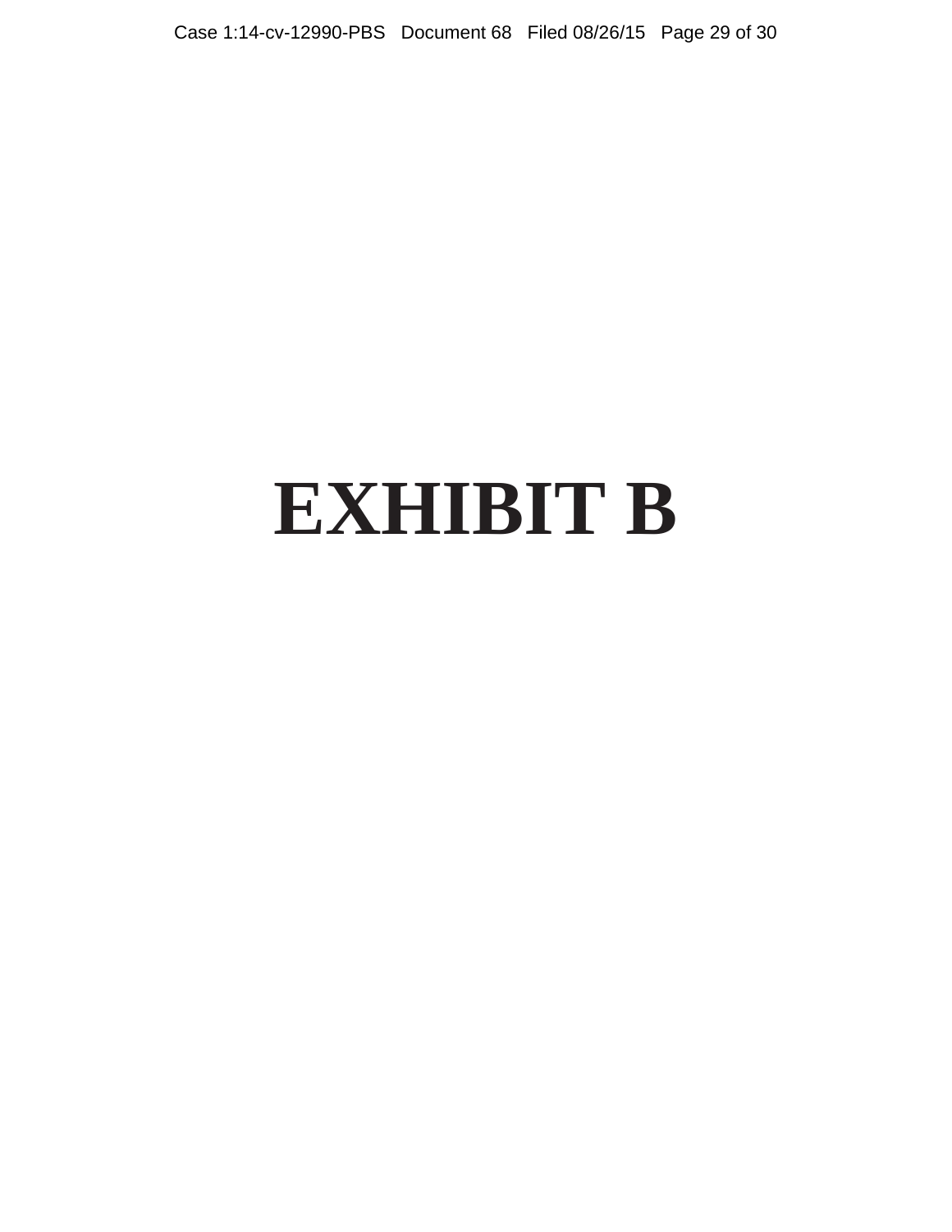# EXHIBIT B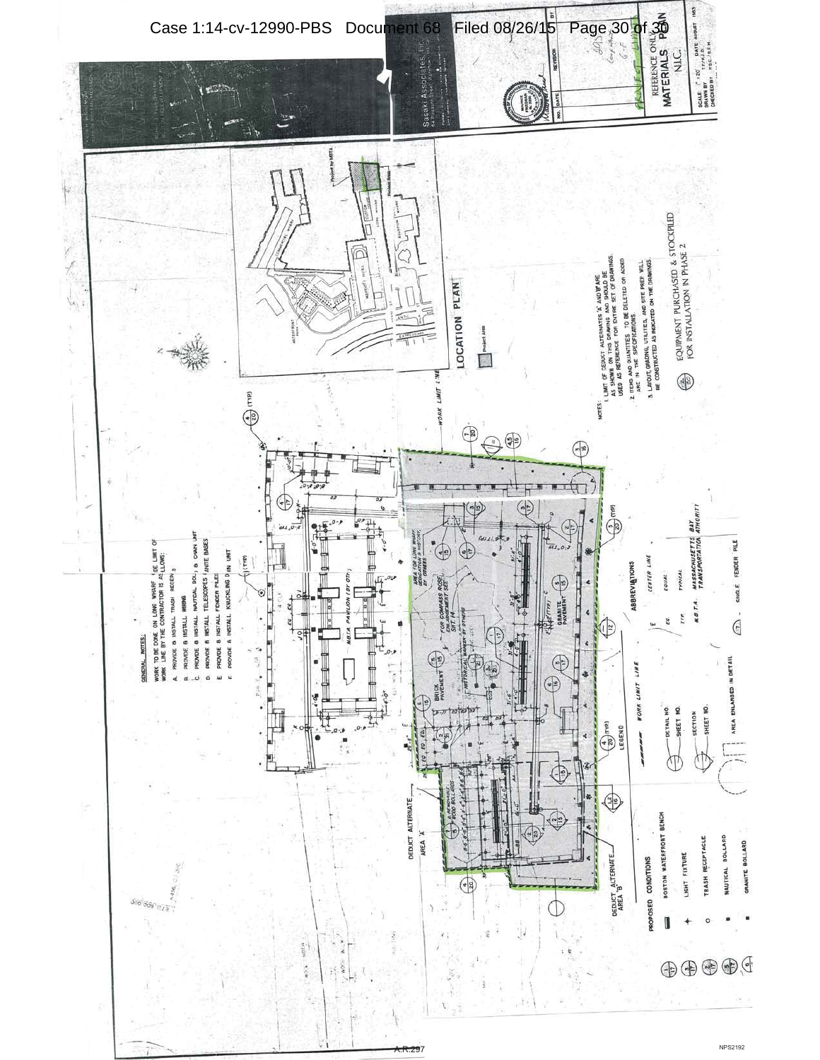LOCATION PLAN

Project Area

NOTES:
1. LIMIT OF DEDUCT ALTERNATES 'A' AND 'B' ARE AS SHOWN ON THIS DRAWING AND SHOULD BE USED AS REFERENCE FOR ENTIRE SET OF DRAWINGS.
2. ITEMS AND QUANTITIES TO BE DELETED OR ADDED ARE IN THE SPECIFICATIONS.
3. LAYOUT, GRADING, UTILITIES, AND SITE PREP. WILL BE CONSTRUCTED AS INDICATED ON THE DRAWINGS.

EQUIPMENT PURCHASED & STOCKPILED FOR INSTALLATION IN PHASE 2

GENERAL NOTES:

WORK TO BE DONE ON LONG WHARF INSIDE LIMIT OF WORK LINE BY THE CONTRACTOR IS AS FOLLOWS:

A. PROVIDE & INSTALL TRASH RECEPTACLES
B. PROVIDE & INSTALL WIRING
C. PROVIDE & INSTALL NAUTICAL BOLLARD & CHAIN UNIT
D. PROVIDE & INSTALL TELESCOPES GRANITE BASES
E. PROVIDE & INSTALL FENDER PILES
F. PROVIDE & INSTALL KNUCKLING DRAIN UNIT

M.B.T.A. PAVILION (BY OTHERS)

AREA FOR LONG WHARF DEDICATION & HISTORY, BY OTHERS

FOR COMPASS ROSE ENLARGEMENT SEE

HISTORICAL MARKER BY OTHERS

BRICK PAVEMENT

GRANITE PAVEMENT

WORK LIMIT LINE

DEDUCT ALTERNATE AREA 'A'

DEDUCT ALTERNATE AREA 'B'

PROPOSED CONDITIONS

- BOSTON WATERFRONT BENCH
- LIGHT FIXTURE
- TRASH RECEPTACLE
- NAUTICAL BOLLARD
- GRANITE BOLLARD

LEGEND

- WORK LIMIT LINE
- DETAIL NO. / SHEET NO.
- SECTION / SHEET NO.
- AREA ENLARGED IN DETAIL
- SINGLE FENDER PILE

ABBREVIATIONS

| | |
|---|---|
| ℄ | CENTER LINE |
| EQ | EQUAL |
| TYP. | TYPICAL |
| M.B.T.A. | MASSACHUSETTS BAY TRANSPORTATION AUTHORITY |

Sasaki Associates, Inc.

REFERENCE ONLY

MATERIALS PLAN

N.I.C.

SCALE 1" = 20'

DATE AUGUST 1983

A.R.297

NPS2192